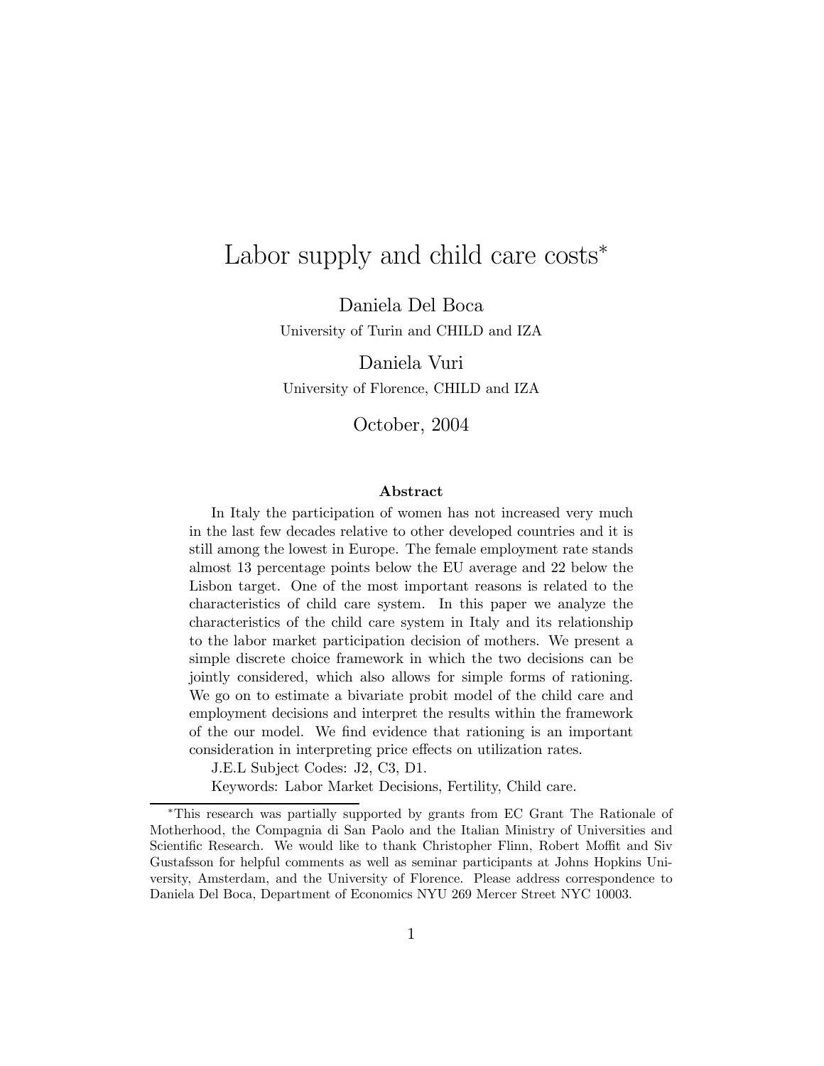# Labor supply and child care costs[*]

Daniela Del Boca
University of Turin and CHILD and IZA

Daniela Vuri
University of Florence, CHILD and IZA

October, 2004

### Abstract

In Italy the participation of women has not increased very much in the last few decades relative to other developed countries and it is still among the lowest in Europe. The female employment rate stands almost 13 percentage points below the EU average and 22 below the Lisbon target. One of the most important reasons is related to the characteristics of child care system. In this paper we analyze the characteristics of the child care system in Italy and its relationship to the labor market participation decision of mothers. We present a simple discrete choice framework in which the two decisions can be jointly considered, which also allows for simple forms of rationing. We go on to estimate a bivariate probit model of the child care and employment decisions and interpret the results within the framework of the our model. We find evidence that rationing is an important consideration in interpreting price effects on utilization rates.

J.E.L Subject Codes: J2, C3, D1.

Keywords: Labor Market Decisions, Fertility, Child care.

---

[*] This research was partially supported by grants from EC Grant The Rationale of Motherhood, the Compagnia di San Paolo and the Italian Ministry of Universities and Scientific Research. We would like to thank Christopher Flinn, Robert Moffit and Siv Gustafsson for helpful comments as well as seminar participants at Johns Hopkins University, Amsterdam, and the University of Florence. Please address correspondence to Daniela Del Boca, Department of Economics NYU 269 Mercer Street NYC 10003.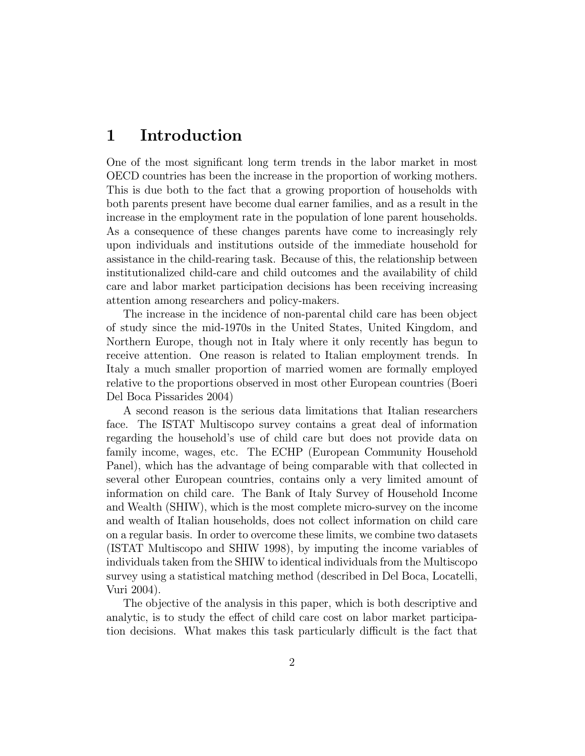# 1 Introduction

One of the most significant long term trends in the labor market in most OECD countries has been the increase in the proportion of working mothers. This is due both to the fact that a growing proportion of households with both parents present have become dual earner families, and as a result in the increase in the employment rate in the population of lone parent households. As a consequence of these changes parents have come to increasingly rely upon individuals and institutions outside of the immediate household for assistance in the child-rearing task. Because of this, the relationship between institutionalized child-care and child outcomes and the availability of child care and labor market participation decisions has been receiving increasing attention among researchers and policy-makers.

The increase in the incidence of non-parental child care has been object of study since the mid-1970s in the United States, United Kingdom, and Northern Europe, though not in Italy where it only recently has begun to receive attention. One reason is related to Italian employment trends. In Italy a much smaller proportion of married women are formally employed relative to the proportions observed in most other European countries (Boeri Del Boca Pissarides 2004)

A second reason is the serious data limitations that Italian researchers face. The ISTAT Multiscopo survey contains a great deal of information regarding the household's use of child care but does not provide data on family income, wages, etc. The ECHP (European Community Household Panel), which has the advantage of being comparable with that collected in several other European countries, contains only a very limited amount of information on child care. The Bank of Italy Survey of Household Income and Wealth (SHIW), which is the most complete micro-survey on the income and wealth of Italian households, does not collect information on child care on a regular basis. In order to overcome these limits, we combine two datasets (ISTAT Multiscopo and SHIW 1998), by imputing the income variables of individuals taken from the SHIW to identical individuals from the Multiscopo survey using a statistical matching method (described in Del Boca, Locatelli, Vuri 2004).

The objective of the analysis in this paper, which is both descriptive and analytic, is to study the effect of child care cost on labor market participation decisions. What makes this task particularly difficult is the fact that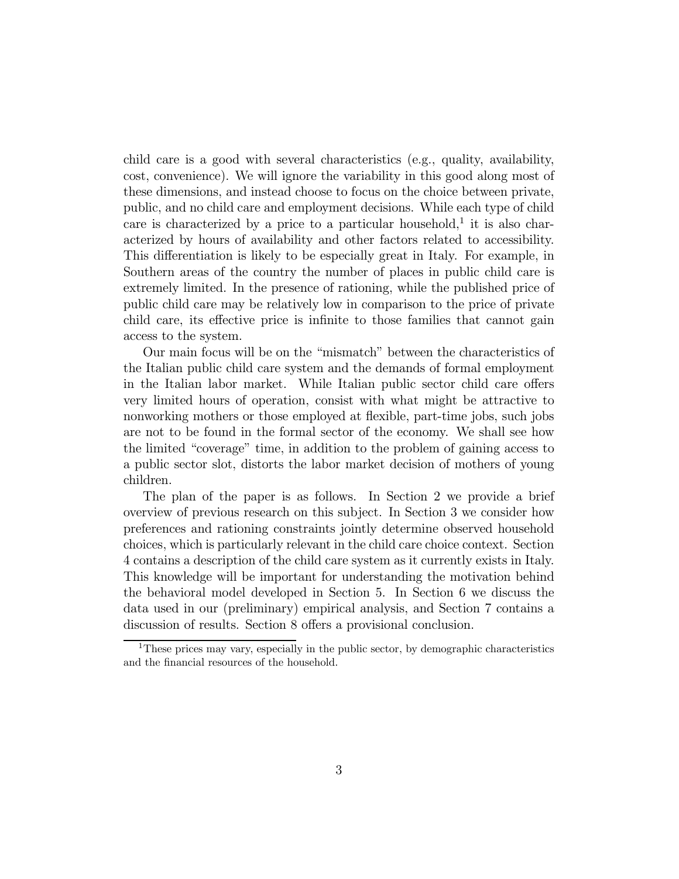child care is a good with several characteristics (e.g., quality, availability, cost, convenience). We will ignore the variability in this good along most of these dimensions, and instead choose to focus on the choice between private, public, and no child care and employment decisions. While each type of child care is characterized by a price to a particular household,[1] it is also characterized by hours of availability and other factors related to accessibility. This differentiation is likely to be especially great in Italy. For example, in Southern areas of the country the number of places in public child care is extremely limited. In the presence of rationing, while the published price of public child care may be relatively low in comparison to the price of private child care, its effective price is infinite to those families that cannot gain access to the system.

Our main focus will be on the "mismatch" between the characteristics of the Italian public child care system and the demands of formal employment in the Italian labor market. While Italian public sector child care offers very limited hours of operation, consist with what might be attractive to nonworking mothers or those employed at flexible, part-time jobs, such jobs are not to be found in the formal sector of the economy. We shall see how the limited "coverage" time, in addition to the problem of gaining access to a public sector slot, distorts the labor market decision of mothers of young children.

The plan of the paper is as follows. In Section 2 we provide a brief overview of previous research on this subject. In Section 3 we consider how preferences and rationing constraints jointly determine observed household choices, which is particularly relevant in the child care choice context. Section 4 contains a description of the child care system as it currently exists in Italy. This knowledge will be important for understanding the motivation behind the behavioral model developed in Section 5. In Section 6 we discuss the data used in our (preliminary) empirical analysis, and Section 7 contains a discussion of results. Section 8 offers a provisional conclusion.

[1] These prices may vary, especially in the public sector, by demographic characteristics and the financial resources of the household.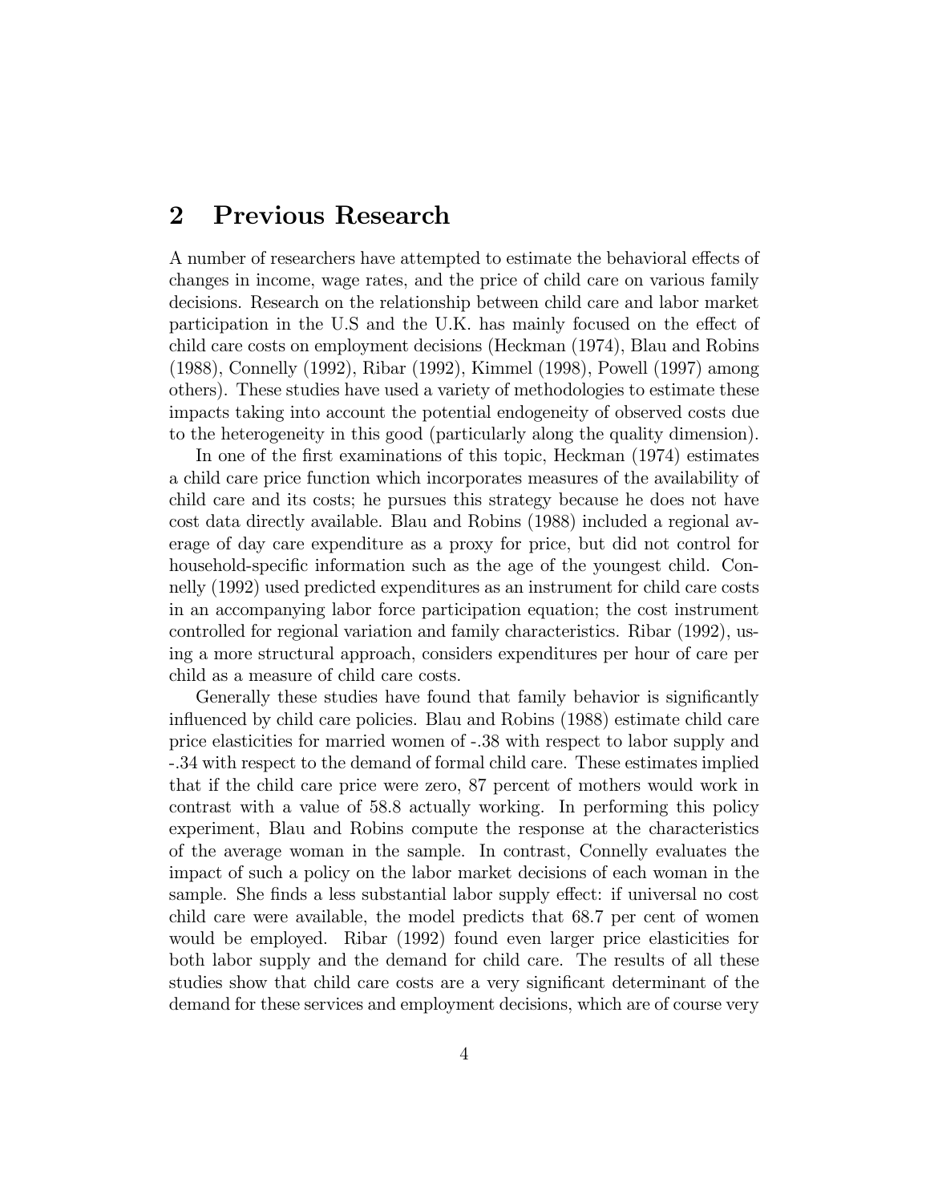## 2 Previous Research

A number of researchers have attempted to estimate the behavioral effects of changes in income, wage rates, and the price of child care on various family decisions. Research on the relationship between child care and labor market participation in the U.S and the U.K. has mainly focused on the effect of child care costs on employment decisions (Heckman (1974), Blau and Robins (1988), Connelly (1992), Ribar (1992), Kimmel (1998), Powell (1997) among others). These studies have used a variety of methodologies to estimate these impacts taking into account the potential endogeneity of observed costs due to the heterogeneity in this good (particularly along the quality dimension).

In one of the first examinations of this topic, Heckman (1974) estimates a child care price function which incorporates measures of the availability of child care and its costs; he pursues this strategy because he does not have cost data directly available. Blau and Robins (1988) included a regional average of day care expenditure as a proxy for price, but did not control for household-specific information such as the age of the youngest child. Connelly (1992) used predicted expenditures as an instrument for child care costs in an accompanying labor force participation equation; the cost instrument controlled for regional variation and family characteristics. Ribar (1992), using a more structural approach, considers expenditures per hour of care per child as a measure of child care costs.

Generally these studies have found that family behavior is significantly influenced by child care policies. Blau and Robins (1988) estimate child care price elasticities for married women of -.38 with respect to labor supply and -.34 with respect to the demand of formal child care. These estimates implied that if the child care price were zero, 87 percent of mothers would work in contrast with a value of 58.8 actually working. In performing this policy experiment, Blau and Robins compute the response at the characteristics of the average woman in the sample. In contrast, Connelly evaluates the impact of such a policy on the labor market decisions of each woman in the sample. She finds a less substantial labor supply effect: if universal no cost child care were available, the model predicts that 68.7 per cent of women would be employed. Ribar (1992) found even larger price elasticities for both labor supply and the demand for child care. The results of all these studies show that child care costs are a very significant determinant of the demand for these services and employment decisions, which are of course very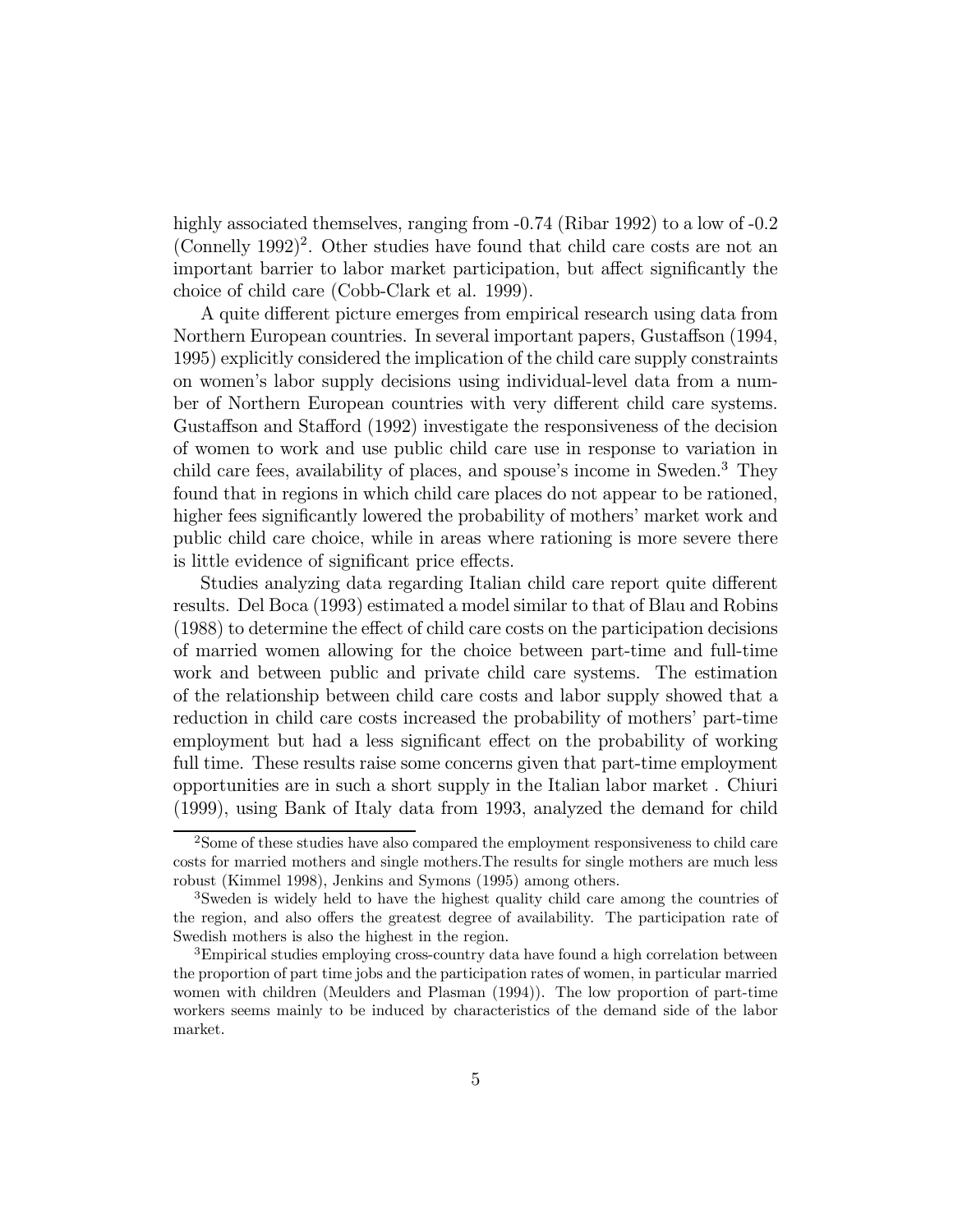highly associated themselves, ranging from -0.74 (Ribar 1992) to a low of -0.2 (Connelly 1992)[2]. Other studies have found that child care costs are not an important barrier to labor market participation, but affect significantly the choice of child care (Cobb-Clark et al. 1999).

A quite different picture emerges from empirical research using data from Northern European countries. In several important papers, Gustaffson (1994, 1995) explicitly considered the implication of the child care supply constraints on women's labor supply decisions using individual-level data from a number of Northern European countries with very different child care systems. Gustaffson and Stafford (1992) investigate the responsiveness of the decision of women to work and use public child care use in response to variation in child care fees, availability of places, and spouse's income in Sweden.[3] They found that in regions in which child care places do not appear to be rationed, higher fees significantly lowered the probability of mothers' market work and public child care choice, while in areas where rationing is more severe there is little evidence of significant price effects.

Studies analyzing data regarding Italian child care report quite different results. Del Boca (1993) estimated a model similar to that of Blau and Robins (1988) to determine the effect of child care costs on the participation decisions of married women allowing for the choice between part-time and full-time work and between public and private child care systems. The estimation of the relationship between child care costs and labor supply showed that a reduction in child care costs increased the probability of mothers' part-time employment but had a less significant effect on the probability of working full time. These results raise some concerns given that part-time employment opportunities are in such a short supply in the Italian labor market . Chiuri (1999), using Bank of Italy data from 1993, analyzed the demand for child

[2]Some of these studies have also compared the employment responsiveness to child care costs for married mothers and single mothers.The results for single mothers are much less robust (Kimmel 1998), Jenkins and Symons (1995) among others.

[3]Sweden is widely held to have the highest quality child care among the countries of the region, and also offers the greatest degree of availability. The participation rate of Swedish mothers is also the highest in the region.

[3]Empirical studies employing cross-country data have found a high correlation between the proportion of part time jobs and the participation rates of women, in particular married women with children (Meulders and Plasman (1994)). The low proportion of part-time workers seems mainly to be induced by characteristics of the demand side of the labor market.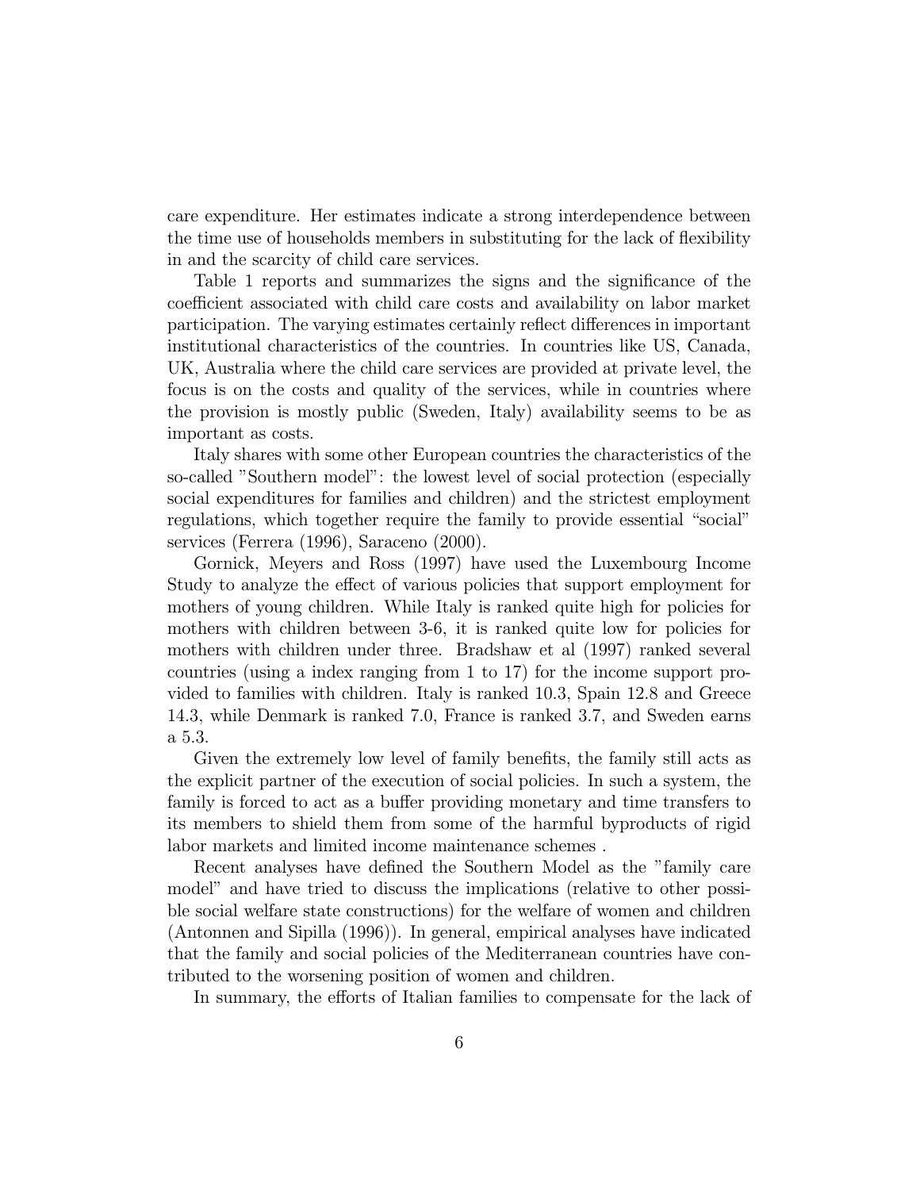care expenditure. Her estimates indicate a strong interdependence between the time use of households members in substituting for the lack of flexibility in and the scarcity of child care services.

Table 1 reports and summarizes the signs and the significance of the coefficient associated with child care costs and availability on labor market participation. The varying estimates certainly reflect differences in important institutional characteristics of the countries. In countries like US, Canada, UK, Australia where the child care services are provided at private level, the focus is on the costs and quality of the services, while in countries where the provision is mostly public (Sweden, Italy) availability seems to be as important as costs.

Italy shares with some other European countries the characteristics of the so-called "Southern model": the lowest level of social protection (especially social expenditures for families and children) and the strictest employment regulations, which together require the family to provide essential "social" services (Ferrera (1996), Saraceno (2000).

Gornick, Meyers and Ross (1997) have used the Luxembourg Income Study to analyze the effect of various policies that support employment for mothers of young children. While Italy is ranked quite high for policies for mothers with children between 3-6, it is ranked quite low for policies for mothers with children under three. Bradshaw et al (1997) ranked several countries (using a index ranging from 1 to 17) for the income support provided to families with children. Italy is ranked 10.3, Spain 12.8 and Greece 14.3, while Denmark is ranked 7.0, France is ranked 3.7, and Sweden earns a 5.3.

Given the extremely low level of family benefits, the family still acts as the explicit partner of the execution of social policies. In such a system, the family is forced to act as a buffer providing monetary and time transfers to its members to shield them from some of the harmful byproducts of rigid labor markets and limited income maintenance schemes .

Recent analyses have defined the Southern Model as the "family care model" and have tried to discuss the implications (relative to other possible social welfare state constructions) for the welfare of women and children (Antonnen and Sipilla (1996)). In general, empirical analyses have indicated that the family and social policies of the Mediterranean countries have contributed to the worsening position of women and children.

In summary, the efforts of Italian families to compensate for the lack of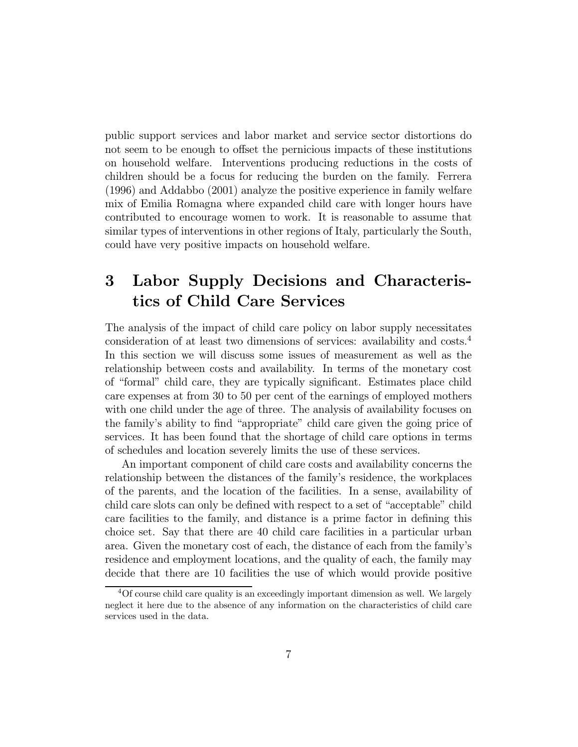public support services and labor market and service sector distortions do not seem to be enough to offset the pernicious impacts of these institutions on household welfare. Interventions producing reductions in the costs of children should be a focus for reducing the burden on the family. Ferrera (1996) and Addabbo (2001) analyze the positive experience in family welfare mix of Emilia Romagna where expanded child care with longer hours have contributed to encourage women to work. It is reasonable to assume that similar types of interventions in other regions of Italy, particularly the South, could have very positive impacts on household welfare.

# 3 Labor Supply Decisions and Characteristics of Child Care Services

The analysis of the impact of child care policy on labor supply necessitates consideration of at least two dimensions of services: availability and costs.[4] In this section we will discuss some issues of measurement as well as the relationship between costs and availability. In terms of the monetary cost of "formal" child care, they are typically significant. Estimates place child care expenses at from 30 to 50 per cent of the earnings of employed mothers with one child under the age of three. The analysis of availability focuses on the family's ability to find "appropriate" child care given the going price of services. It has been found that the shortage of child care options in terms of schedules and location severely limits the use of these services.

An important component of child care costs and availability concerns the relationship between the distances of the family's residence, the workplaces of the parents, and the location of the facilities. In a sense, availability of child care slots can only be defined with respect to a set of "acceptable" child care facilities to the family, and distance is a prime factor in defining this choice set. Say that there are 40 child care facilities in a particular urban area. Given the monetary cost of each, the distance of each from the family's residence and employment locations, and the quality of each, the family may decide that there are 10 facilities the use of which would provide positive

[4] Of course child care quality is an exceedingly important dimension as well. We largely neglect it here due to the absence of any information on the characteristics of child care services used in the data.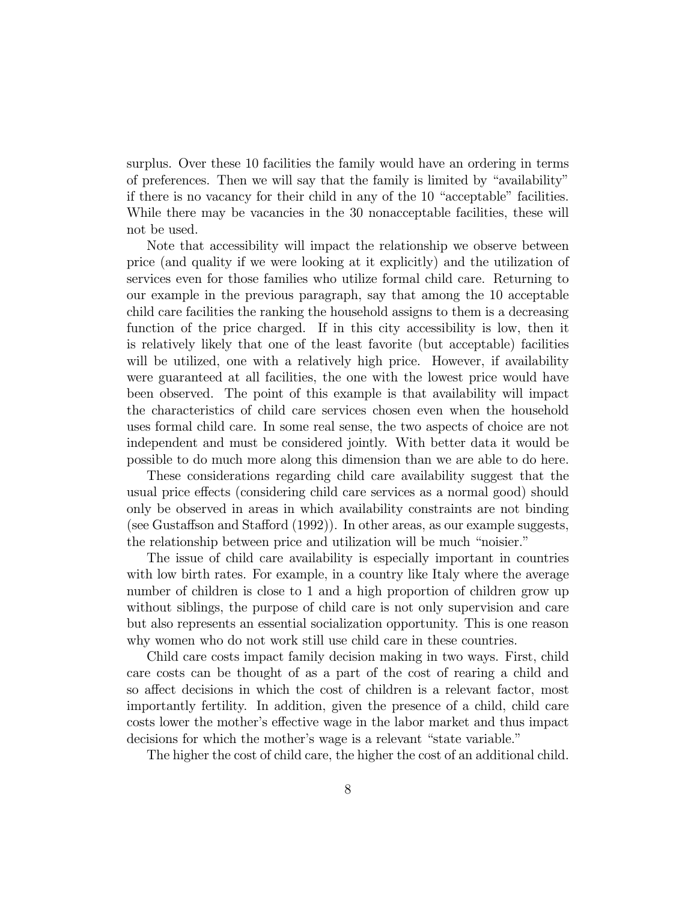surplus. Over these 10 facilities the family would have an ordering in terms of preferences. Then we will say that the family is limited by "availability" if there is no vacancy for their child in any of the 10 "acceptable" facilities. While there may be vacancies in the 30 nonacceptable facilities, these will not be used.

Note that accessibility will impact the relationship we observe between price (and quality if we were looking at it explicitly) and the utilization of services even for those families who utilize formal child care. Returning to our example in the previous paragraph, say that among the 10 acceptable child care facilities the ranking the household assigns to them is a decreasing function of the price charged. If in this city accessibility is low, then it is relatively likely that one of the least favorite (but acceptable) facilities will be utilized, one with a relatively high price. However, if availability were guaranteed at all facilities, the one with the lowest price would have been observed. The point of this example is that availability will impact the characteristics of child care services chosen even when the household uses formal child care. In some real sense, the two aspects of choice are not independent and must be considered jointly. With better data it would be possible to do much more along this dimension than we are able to do here.

These considerations regarding child care availability suggest that the usual price effects (considering child care services as a normal good) should only be observed in areas in which availability constraints are not binding (see Gustaffson and Stafford (1992)). In other areas, as our example suggests, the relationship between price and utilization will be much "noisier."

The issue of child care availability is especially important in countries with low birth rates. For example, in a country like Italy where the average number of children is close to 1 and a high proportion of children grow up without siblings, the purpose of child care is not only supervision and care but also represents an essential socialization opportunity. This is one reason why women who do not work still use child care in these countries.

Child care costs impact family decision making in two ways. First, child care costs can be thought of as a part of the cost of rearing a child and so affect decisions in which the cost of children is a relevant factor, most importantly fertility. In addition, given the presence of a child, child care costs lower the mother's effective wage in the labor market and thus impact decisions for which the mother's wage is a relevant "state variable."

The higher the cost of child care, the higher the cost of an additional child.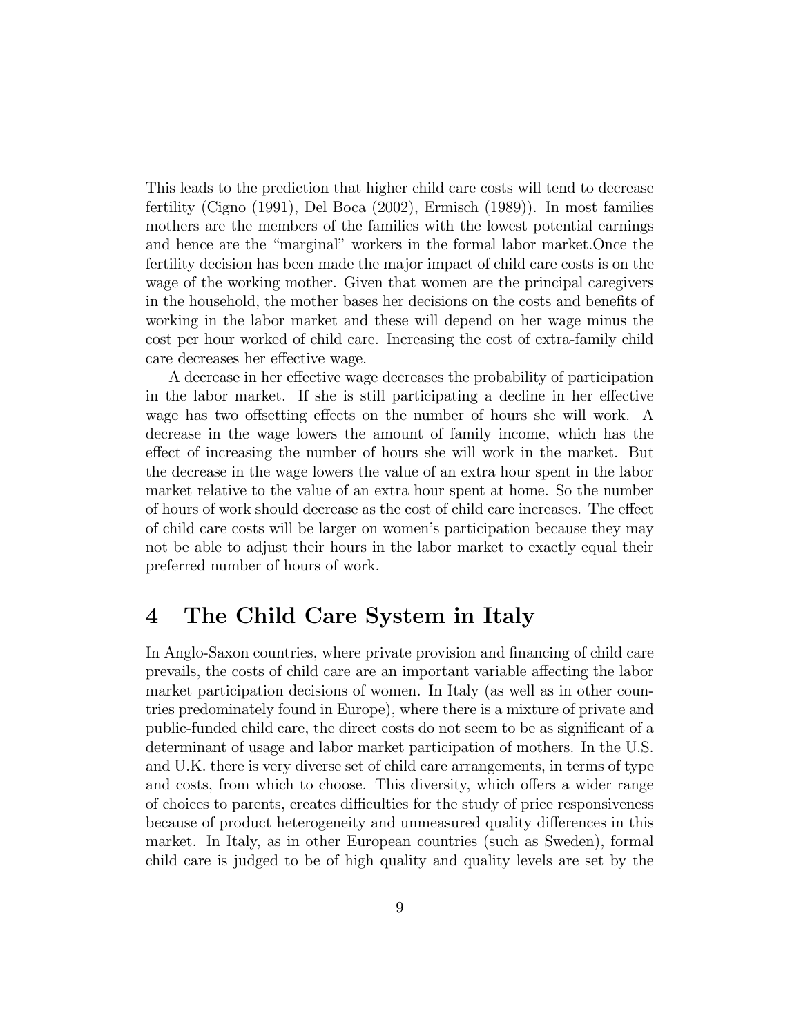This leads to the prediction that higher child care costs will tend to decrease fertility (Cigno (1991), Del Boca (2002), Ermisch (1989)). In most families mothers are the members of the families with the lowest potential earnings and hence are the "marginal" workers in the formal labor market.Once the fertility decision has been made the major impact of child care costs is on the wage of the working mother. Given that women are the principal caregivers in the household, the mother bases her decisions on the costs and benefits of working in the labor market and these will depend on her wage minus the cost per hour worked of child care. Increasing the cost of extra-family child care decreases her effective wage.

A decrease in her effective wage decreases the probability of participation in the labor market. If she is still participating a decline in her effective wage has two offsetting effects on the number of hours she will work. A decrease in the wage lowers the amount of family income, which has the effect of increasing the number of hours she will work in the market. But the decrease in the wage lowers the value of an extra hour spent in the labor market relative to the value of an extra hour spent at home. So the number of hours of work should decrease as the cost of child care increases. The effect of child care costs will be larger on women's participation because they may not be able to adjust their hours in the labor market to exactly equal their preferred number of hours of work.

# 4 The Child Care System in Italy

In Anglo-Saxon countries, where private provision and financing of child care prevails, the costs of child care are an important variable affecting the labor market participation decisions of women. In Italy (as well as in other countries predominately found in Europe), where there is a mixture of private and public-funded child care, the direct costs do not seem to be as significant of a determinant of usage and labor market participation of mothers. In the U.S. and U.K. there is very diverse set of child care arrangements, in terms of type and costs, from which to choose. This diversity, which offers a wider range of choices to parents, creates difficulties for the study of price responsiveness because of product heterogeneity and unmeasured quality differences in this market. In Italy, as in other European countries (such as Sweden), formal child care is judged to be of high quality and quality levels are set by the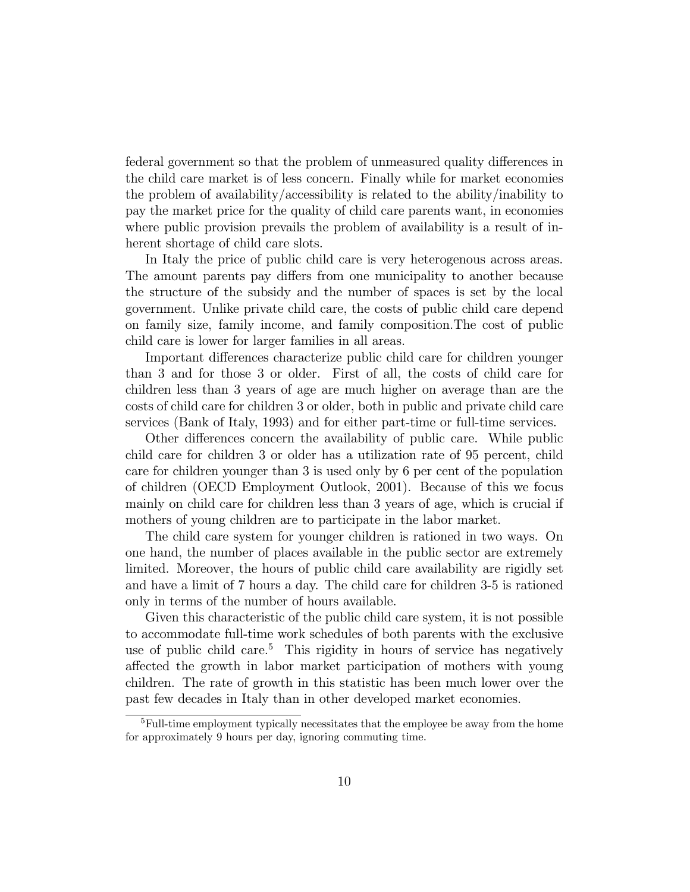federal government so that the problem of unmeasured quality differences in the child care market is of less concern. Finally while for market economies the problem of availability/accessibility is related to the ability/inability to pay the market price for the quality of child care parents want, in economies where public provision prevails the problem of availability is a result of inherent shortage of child care slots.

In Italy the price of public child care is very heterogenous across areas. The amount parents pay differs from one municipality to another because the structure of the subsidy and the number of spaces is set by the local government. Unlike private child care, the costs of public child care depend on family size, family income, and family composition.The cost of public child care is lower for larger families in all areas.

Important differences characterize public child care for children younger than 3 and for those 3 or older. First of all, the costs of child care for children less than 3 years of age are much higher on average than are the costs of child care for children 3 or older, both in public and private child care services (Bank of Italy, 1993) and for either part-time or full-time services.

Other differences concern the availability of public care. While public child care for children 3 or older has a utilization rate of 95 percent, child care for children younger than 3 is used only by 6 per cent of the population of children (OECD Employment Outlook, 2001). Because of this we focus mainly on child care for children less than 3 years of age, which is crucial if mothers of young children are to participate in the labor market.

The child care system for younger children is rationed in two ways. On one hand, the number of places available in the public sector are extremely limited. Moreover, the hours of public child care availability are rigidly set and have a limit of 7 hours a day. The child care for children 3-5 is rationed only in terms of the number of hours available.

Given this characteristic of the public child care system, it is not possible to accommodate full-time work schedules of both parents with the exclusive use of public child care.[5] This rigidity in hours of service has negatively affected the growth in labor market participation of mothers with young children. The rate of growth in this statistic has been much lower over the past few decades in Italy than in other developed market economies.

[5] Full-time employment typically necessitates that the employee be away from the home for approximately 9 hours per day, ignoring commuting time.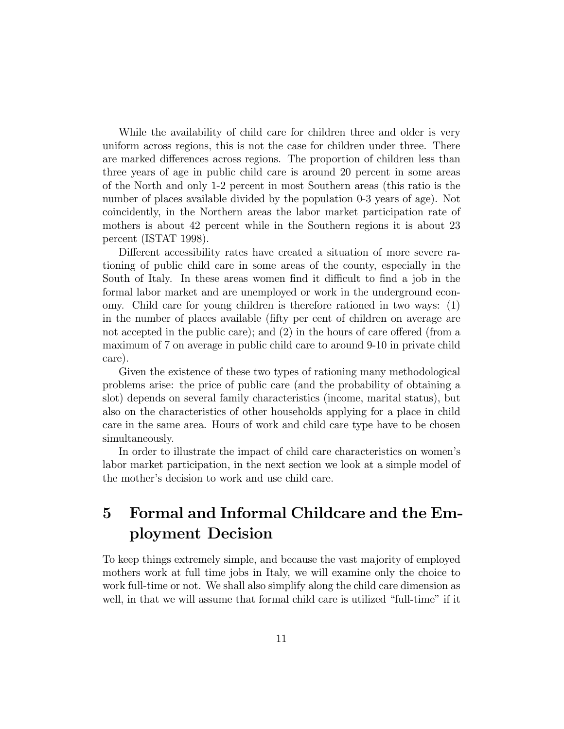While the availability of child care for children three and older is very uniform across regions, this is not the case for children under three. There are marked differences across regions. The proportion of children less than three years of age in public child care is around 20 percent in some areas of the North and only 1-2 percent in most Southern areas (this ratio is the number of places available divided by the population 0-3 years of age). Not coincidently, in the Northern areas the labor market participation rate of mothers is about 42 percent while in the Southern regions it is about 23 percent (ISTAT 1998).

Different accessibility rates have created a situation of more severe rationing of public child care in some areas of the county, especially in the South of Italy. In these areas women find it difficult to find a job in the formal labor market and are unemployed or work in the underground economy. Child care for young children is therefore rationed in two ways: (1) in the number of places available (fifty per cent of children on average are not accepted in the public care); and (2) in the hours of care offered (from a maximum of 7 on average in public child care to around 9-10 in private child care).

Given the existence of these two types of rationing many methodological problems arise: the price of public care (and the probability of obtaining a slot) depends on several family characteristics (income, marital status), but also on the characteristics of other households applying for a place in child care in the same area. Hours of work and child care type have to be chosen simultaneously.

In order to illustrate the impact of child care characteristics on women's labor market participation, in the next section we look at a simple model of the mother's decision to work and use child care.

# 5 Formal and Informal Childcare and the Employment Decision

To keep things extremely simple, and because the vast majority of employed mothers work at full time jobs in Italy, we will examine only the choice to work full-time or not. We shall also simplify along the child care dimension as well, in that we will assume that formal child care is utilized "full-time" if it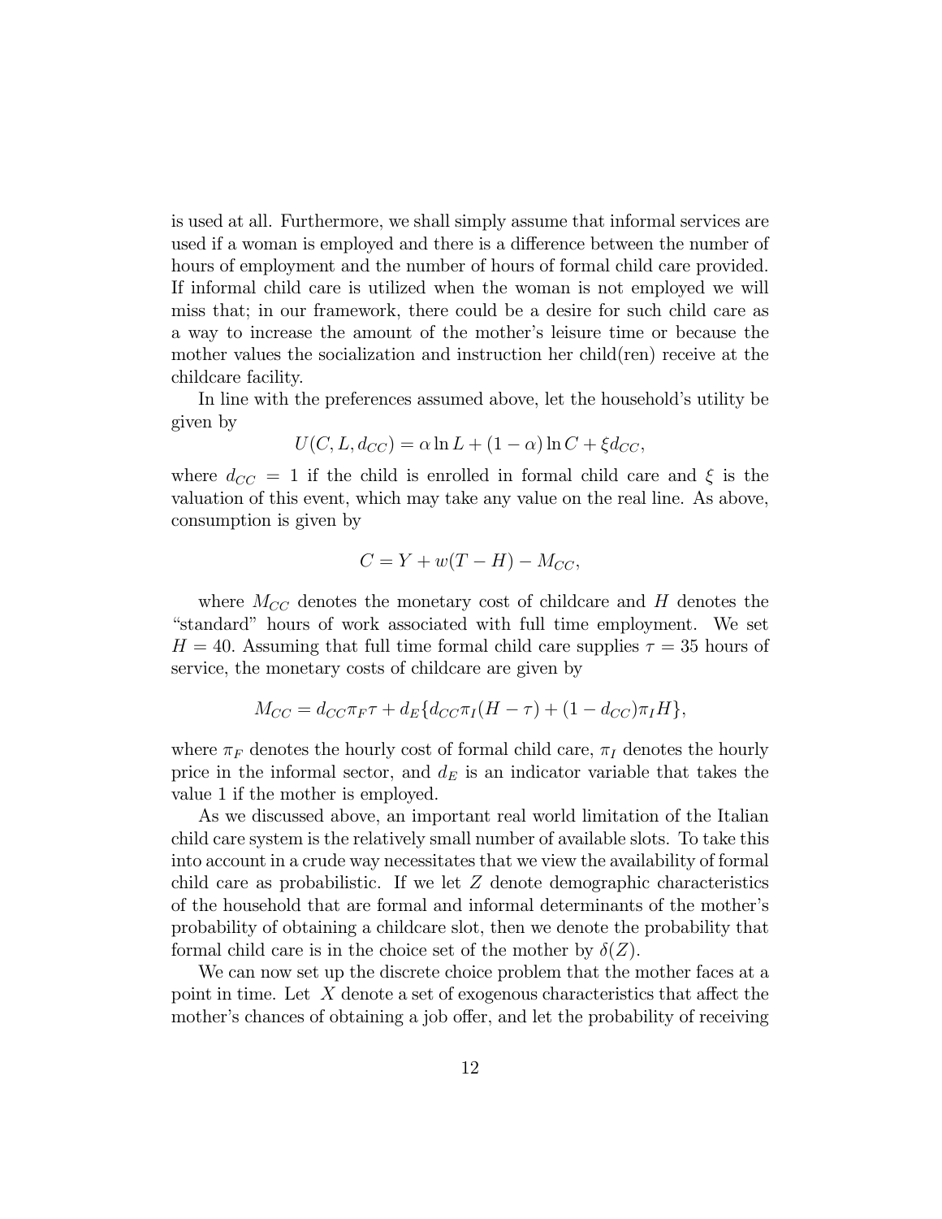is used at all. Furthermore, we shall simply assume that informal services are used if a woman is employed and there is a difference between the number of hours of employment and the number of hours of formal child care provided. If informal child care is utilized when the woman is not employed we will miss that; in our framework, there could be a desire for such child care as a way to increase the amount of the mother's leisure time or because the mother values the socialization and instruction her child(ren) receive at the childcare facility.

In line with the preferences assumed above, let the household's utility be given by

$$U(C, L, d_{CC}) = \alpha \ln L + (1 - \alpha) \ln C + \xi d_{CC},$$

where $d_{CC} = 1$ if the child is enrolled in formal child care and $\xi$ is the valuation of this event, which may take any value on the real line. As above, consumption is given by

$$C = Y + w(T - H) - M_{CC},$$

where $M_{CC}$ denotes the monetary cost of childcare and $H$ denotes the "standard" hours of work associated with full time employment. We set $H = 40$. Assuming that full time formal child care supplies $\tau = 35$ hours of service, the monetary costs of childcare are given by

$$M_{CC} = d_{CC}\pi_F\tau + d_E\{d_{CC}\pi_I(H - \tau) + (1 - d_{CC})\pi_I H\},$$

where $\pi_F$ denotes the hourly cost of formal child care, $\pi_I$ denotes the hourly price in the informal sector, and $d_E$ is an indicator variable that takes the value 1 if the mother is employed.

As we discussed above, an important real world limitation of the Italian child care system is the relatively small number of available slots. To take this into account in a crude way necessitates that we view the availability of formal child care as probabilistic. If we let $Z$ denote demographic characteristics of the household that are formal and informal determinants of the mother's probability of obtaining a childcare slot, then we denote the probability that formal child care is in the choice set of the mother by $\delta(Z)$.

We can now set up the discrete choice problem that the mother faces at a point in time. Let $X$ denote a set of exogenous characteristics that affect the mother's chances of obtaining a job offer, and let the probability of receiving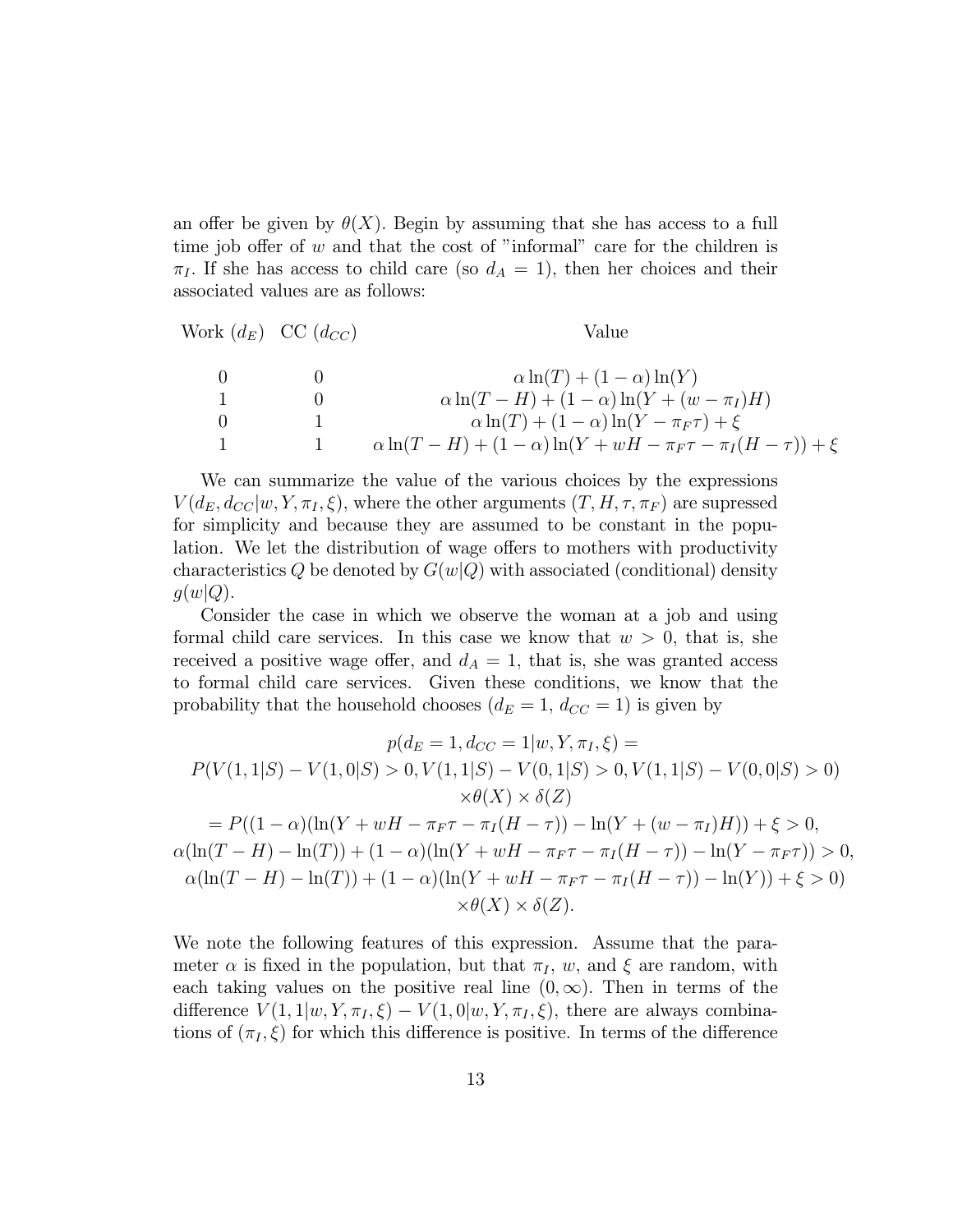an offer be given by $\theta(X)$. Begin by assuming that she has access to a full time job offer of $w$ and that the cost of "informal" care for the children is $\pi_I$. If she has access to child care (so $d_A = 1$), then her choices and their associated values are as follows:

| Work ($d_E$) | CC ($d_{CC}$) | Value |
|---|---|---|
| 0 | 0 | $\alpha \ln(T) + (1-\alpha)\ln(Y)$ |
| 1 | 0 | $\alpha \ln(T-H) + (1-\alpha)\ln(Y + (w - \pi_I)H)$ |
| 0 | 1 | $\alpha \ln(T) + (1-\alpha)\ln(Y - \pi_F \tau) + \xi$ |
| 1 | 1 | $\alpha \ln(T-H) + (1-\alpha)\ln(Y + wH - \pi_F \tau - \pi_I(H-\tau)) + \xi$ |

We can summarize the value of the various choices by the expressions $V(d_E, d_{CC}|w, Y, \pi_I, \xi)$, where the other arguments $(T, H, \tau, \pi_F)$ are supressed for simplicity and because they are assumed to be constant in the population. We let the distribution of wage offers to mothers with productivity characteristics $Q$ be denoted by $G(w|Q)$ with associated (conditional) density $g(w|Q)$.

Consider the case in which we observe the woman at a job and using formal child care services. In this case we know that $w > 0$, that is, she received a positive wage offer, and $d_A = 1$, that is, she was granted access to formal child care services. Given these conditions, we know that the probability that the household chooses ($d_E = 1$, $d_{CC} = 1$) is given by

$$
\begin{gathered}
p(d_E = 1, d_{CC} = 1|w, Y, \pi_I, \xi) = \\
P(V(1,1|S) - V(1,0|S) > 0, V(1,1|S) - V(0,1|S) > 0, V(1,1|S) - V(0,0|S) > 0) \\
\times \theta(X) \times \delta(Z) \\
= P((1-\alpha)(\ln(Y + wH - \pi_F\tau - \pi_I(H-\tau)) - \ln(Y + (w-\pi_I)H)) + \xi > 0, \\
\alpha(\ln(T-H) - \ln(T)) + (1-\alpha)(\ln(Y + wH - \pi_F\tau - \pi_I(H-\tau)) - \ln(Y - \pi_F\tau)) > 0, \\
\alpha(\ln(T-H) - \ln(T)) + (1-\alpha)(\ln(Y + wH - \pi_F\tau - \pi_I(H-\tau)) - \ln(Y)) + \xi > 0) \\
\times \theta(X) \times \delta(Z).
\end{gathered}
$$

We note the following features of this expression. Assume that the parameter $\alpha$ is fixed in the population, but that $\pi_I$, $w$, and $\xi$ are random, with each taking values on the positive real line $(0, \infty)$. Then in terms of the difference $V(1,1|w, Y, \pi_I, \xi) - V(1,0|w, Y, \pi_I, \xi)$, there are always combinations of $(\pi_I, \xi)$ for which this difference is positive. In terms of the difference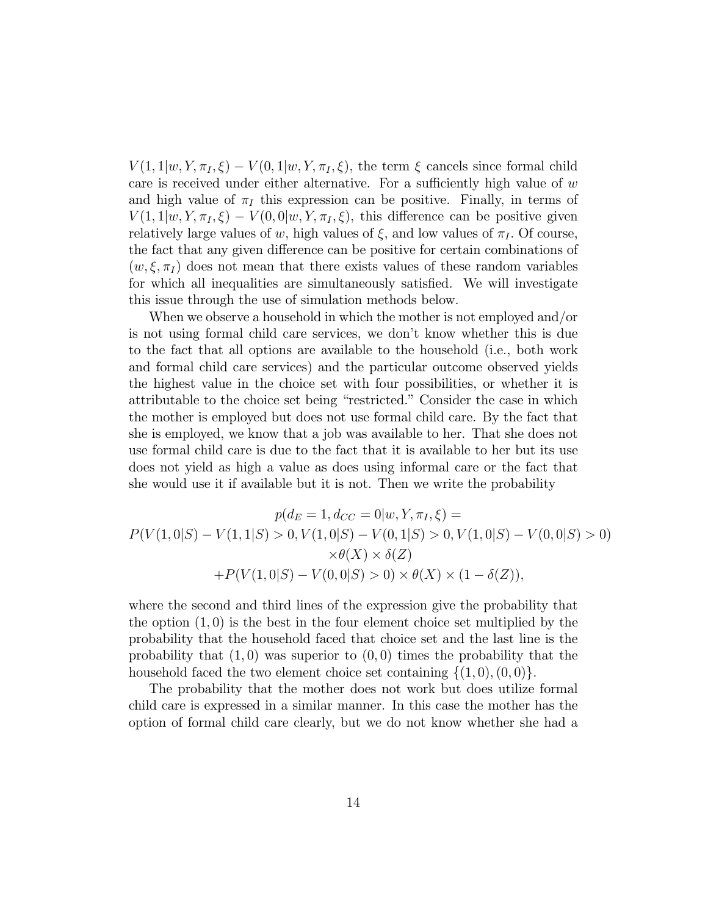$V(1,1|w,Y,\pi_I,\xi) - V(0,1|w,Y,\pi_I,\xi)$, the term $\xi$ cancels since formal child care is received under either alternative. For a sufficiently high value of $w$ and high value of $\pi_I$ this expression can be positive. Finally, in terms of $V(1,1|w,Y,\pi_I,\xi) - V(0,0|w,Y,\pi_I,\xi)$, this difference can be positive given relatively large values of $w$, high values of $\xi$, and low values of $\pi_I$. Of course, the fact that any given difference can be positive for certain combinations of $(w,\xi,\pi_I)$ does not mean that there exists values of these random variables for which all inequalities are simultaneously satisfied. We will investigate this issue through the use of simulation methods below.

When we observe a household in which the mother is not employed and/or is not using formal child care services, we don't know whether this is due to the fact that all options are available to the household (i.e., both work and formal child care services) and the particular outcome observed yields the highest value in the choice set with four possibilities, or whether it is attributable to the choice set being "restricted." Consider the case in which the mother is employed but does not use formal child care. By the fact that she is employed, we know that a job was available to her. That she does not use formal child care is due to the fact that it is available to her but its use does not yield as high a value as does using informal care or the fact that she would use it if available but it is not. Then we write the probability

$$
\begin{gathered}
p(d_E = 1, d_{CC} = 0|w,Y,\pi_I,\xi) = \\
P(V(1,0|S) - V(1,1|S) > 0, V(1,0|S) - V(0,1|S) > 0, V(1,0|S) - V(0,0|S) > 0) \\
\times \theta(X) \times \delta(Z) \\
+ P(V(1,0|S) - V(0,0|S) > 0) \times \theta(X) \times (1 - \delta(Z)),
\end{gathered}
$$

where the second and third lines of the expression give the probability that the option $(1,0)$ is the best in the four element choice set multiplied by the probability that the household faced that choice set and the last line is the probability that $(1,0)$ was superior to $(0,0)$ times the probability that the household faced the two element choice set containing $\{(1,0),(0,0)\}$.

The probability that the mother does not work but does utilize formal child care is expressed in a similar manner. In this case the mother has the option of formal child care clearly, but we do not know whether she had a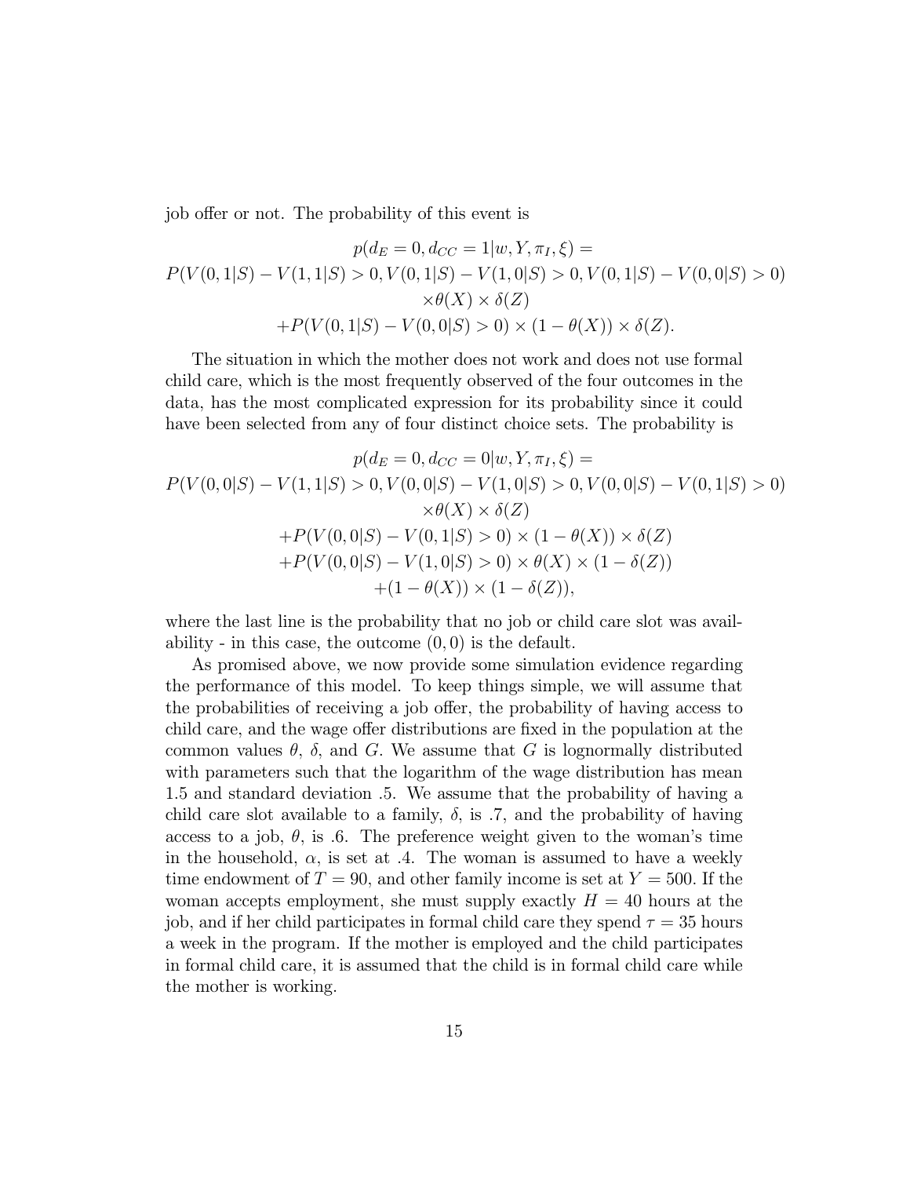job offer or not. The probability of this event is

$$
\begin{gathered}
p(d_E = 0, d_{CC} = 1 | w, Y, \pi_I, \xi) = \\
P(V(0,1|S) - V(1,1|S) > 0, V(0,1|S) - V(1,0|S) > 0, V(0,1|S) - V(0,0|S) > 0) \\
\times \theta(X) \times \delta(Z) \\
+ P(V(0,1|S) - V(0,0|S) > 0) \times (1 - \theta(X)) \times \delta(Z).
\end{gathered}
$$

The situation in which the mother does not work and does not use formal child care, which is the most frequently observed of the four outcomes in the data, has the most complicated expression for its probability since it could have been selected from any of four distinct choice sets. The probability is

$$
\begin{gathered}
p(d_E = 0, d_{CC} = 0 | w, Y, \pi_I, \xi) = \\
P(V(0,0|S) - V(1,1|S) > 0, V(0,0|S) - V(1,0|S) > 0, V(0,0|S) - V(0,1|S) > 0) \\
\times \theta(X) \times \delta(Z) \\
+ P(V(0,0|S) - V(0,1|S) > 0) \times (1 - \theta(X)) \times \delta(Z) \\
+ P(V(0,0|S) - V(1,0|S) > 0) \times \theta(X) \times (1 - \delta(Z)) \\
+ (1 - \theta(X)) \times (1 - \delta(Z)),
\end{gathered}
$$

where the last line is the probability that no job or child care slot was availability - in this case, the outcome $(0,0)$ is the default.

As promised above, we now provide some simulation evidence regarding the performance of this model. To keep things simple, we will assume that the probabilities of receiving a job offer, the probability of having access to child care, and the wage offer distributions are fixed in the population at the common values $\theta$, $\delta$, and $G$. We assume that $G$ is lognormally distributed with parameters such that the logarithm of the wage distribution has mean 1.5 and standard deviation .5. We assume that the probability of having a child care slot available to a family, $\delta$, is .7, and the probability of having access to a job, $\theta$, is .6. The preference weight given to the woman's time in the household, $\alpha$, is set at .4. The woman is assumed to have a weekly time endowment of $T = 90$, and other family income is set at $Y = 500$. If the woman accepts employment, she must supply exactly $H = 40$ hours at the job, and if her child participates in formal child care they spend $\tau = 35$ hours a week in the program. If the mother is employed and the child participates in formal child care, it is assumed that the child is in formal child care while the mother is working.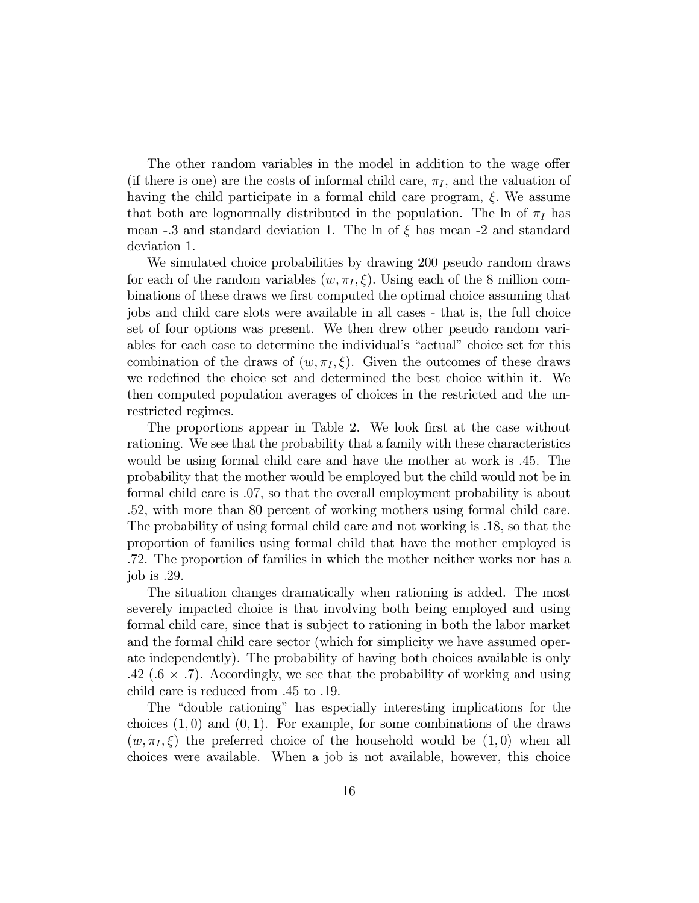The other random variables in the model in addition to the wage offer (if there is one) are the costs of informal child care, $\pi_I$, and the valuation of having the child participate in a formal child care program, $\xi$. We assume that both are lognormally distributed in the population. The ln of $\pi_I$ has mean -.3 and standard deviation 1. The ln of $\xi$ has mean -2 and standard deviation 1.

We simulated choice probabilities by drawing 200 pseudo random draws for each of the random variables $(w, \pi_I, \xi)$. Using each of the 8 million combinations of these draws we first computed the optimal choice assuming that jobs and child care slots were available in all cases - that is, the full choice set of four options was present. We then drew other pseudo random variables for each case to determine the individual's "actual" choice set for this combination of the draws of $(w, \pi_I, \xi)$. Given the outcomes of these draws we redefined the choice set and determined the best choice within it. We then computed population averages of choices in the restricted and the unrestricted regimes.

The proportions appear in Table 2. We look first at the case without rationing. We see that the probability that a family with these characteristics would be using formal child care and have the mother at work is .45. The probability that the mother would be employed but the child would not be in formal child care is .07, so that the overall employment probability is about .52, with more than 80 percent of working mothers using formal child care. The probability of using formal child care and not working is .18, so that the proportion of families using formal child that have the mother employed is .72. The proportion of families in which the mother neither works nor has a job is .29.

The situation changes dramatically when rationing is added. The most severely impacted choice is that involving both being employed and using formal child care, since that is subject to rationing in both the labor market and the formal child care sector (which for simplicity we have assumed operate independently). The probability of having both choices available is only .42 (.6 × .7). Accordingly, we see that the probability of working and using child care is reduced from .45 to .19.

The "double rationing" has especially interesting implications for the choices $(1, 0)$ and $(0, 1)$. For example, for some combinations of the draws $(w, \pi_I, \xi)$ the preferred choice of the household would be $(1, 0)$ when all choices were available. When a job is not available, however, this choice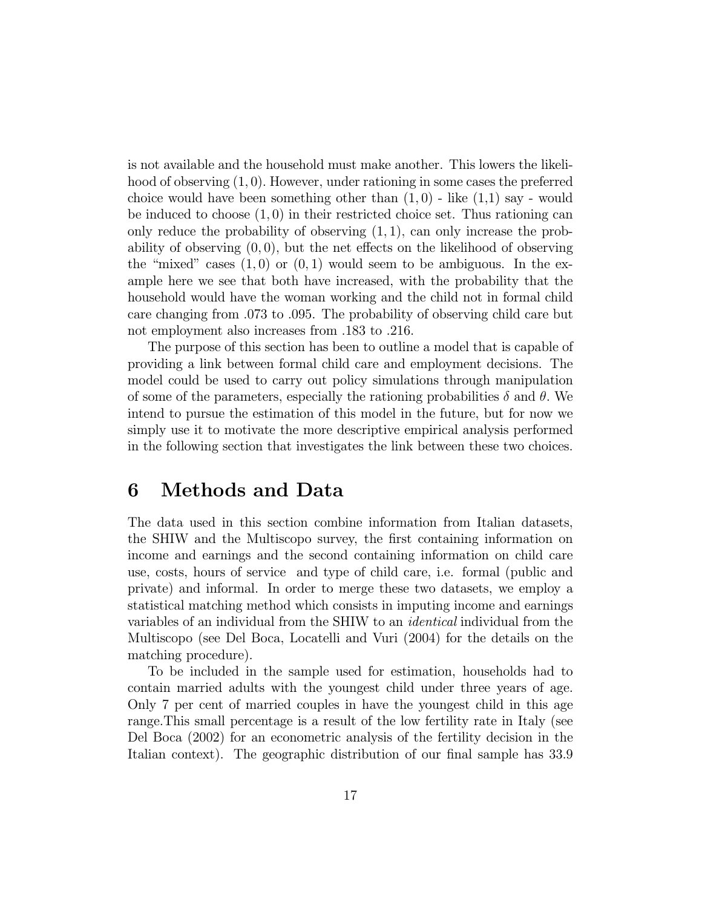is not available and the household must make another. This lowers the likelihood of observing $(1,0)$. However, under rationing in some cases the preferred choice would have been something other than $(1,0)$ - like (1,1) say - would be induced to choose $(1,0)$ in their restricted choice set. Thus rationing can only reduce the probability of observing $(1,1)$, can only increase the probability of observing $(0,0)$, but the net effects on the likelihood of observing the "mixed" cases $(1,0)$ or $(0,1)$ would seem to be ambiguous. In the example here we see that both have increased, with the probability that the household would have the woman working and the child not in formal child care changing from .073 to .095. The probability of observing child care but not employment also increases from .183 to .216.

The purpose of this section has been to outline a model that is capable of providing a link between formal child care and employment decisions. The model could be used to carry out policy simulations through manipulation of some of the parameters, especially the rationing probabilities $\delta$ and $\theta$. We intend to pursue the estimation of this model in the future, but for now we simply use it to motivate the more descriptive empirical analysis performed in the following section that investigates the link between these two choices.

# 6 Methods and Data

The data used in this section combine information from Italian datasets, the SHIW and the Multiscopo survey, the first containing information on income and earnings and the second containing information on child care use, costs, hours of service and type of child care, i.e. formal (public and private) and informal. In order to merge these two datasets, we employ a statistical matching method which consists in imputing income and earnings variables of an individual from the SHIW to an *identical* individual from the Multiscopo (see Del Boca, Locatelli and Vuri (2004) for the details on the matching procedure).

To be included in the sample used for estimation, households had to contain married adults with the youngest child under three years of age. Only 7 per cent of married couples in have the youngest child in this age range.This small percentage is a result of the low fertility rate in Italy (see Del Boca (2002) for an econometric analysis of the fertility decision in the Italian context). The geographic distribution of our final sample has 33.9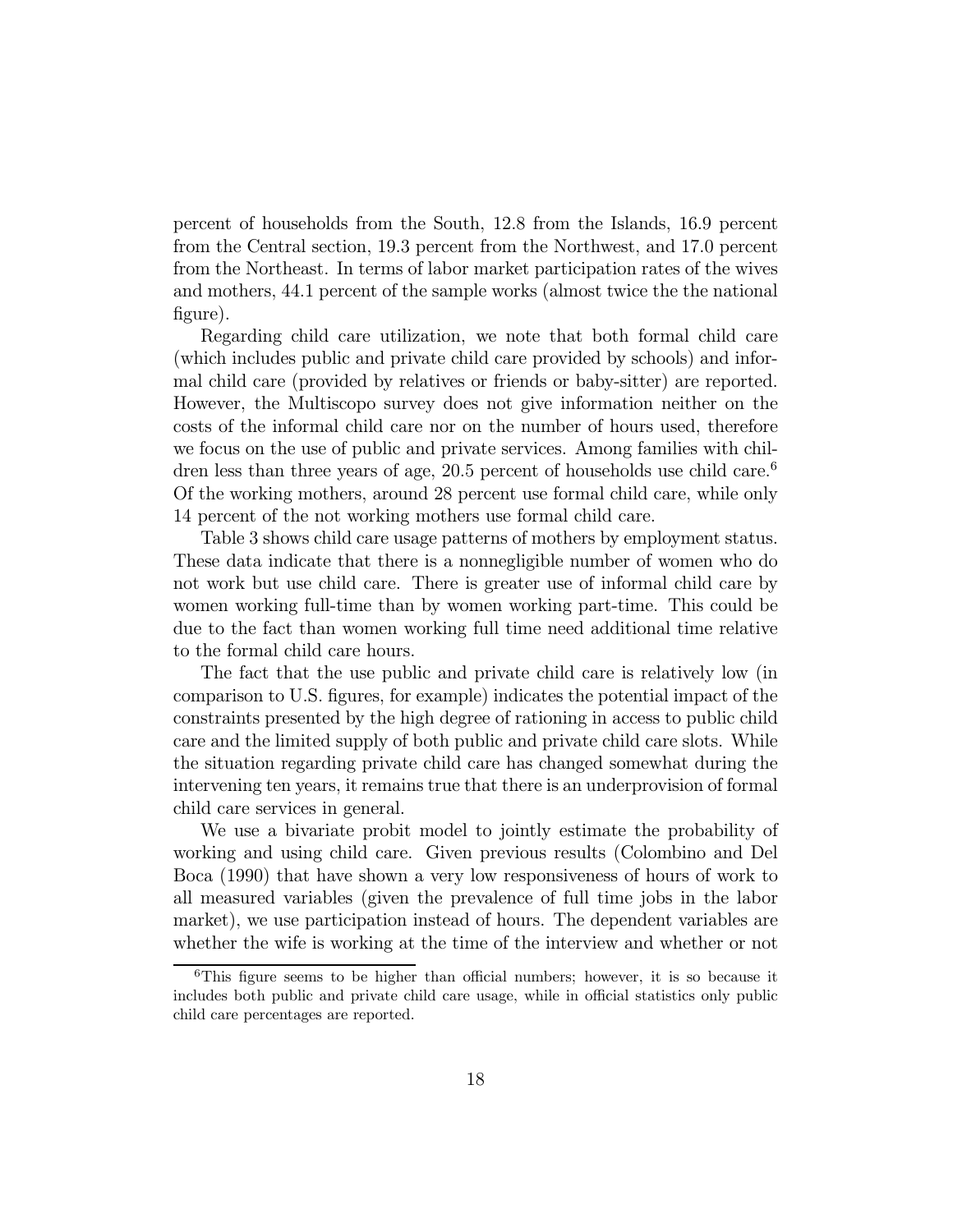percent of households from the South, 12.8 from the Islands, 16.9 percent from the Central section, 19.3 percent from the Northwest, and 17.0 percent from the Northeast. In terms of labor market participation rates of the wives and mothers, 44.1 percent of the sample works (almost twice the the national figure).

Regarding child care utilization, we note that both formal child care (which includes public and private child care provided by schools) and informal child care (provided by relatives or friends or baby-sitter) are reported. However, the Multiscopo survey does not give information neither on the costs of the informal child care nor on the number of hours used, therefore we focus on the use of public and private services. Among families with children less than three years of age, 20.5 percent of households use child care.[6] Of the working mothers, around 28 percent use formal child care, while only 14 percent of the not working mothers use formal child care.

Table 3 shows child care usage patterns of mothers by employment status. These data indicate that there is a nonnegligible number of women who do not work but use child care. There is greater use of informal child care by women working full-time than by women working part-time. This could be due to the fact than women working full time need additional time relative to the formal child care hours.

The fact that the use public and private child care is relatively low (in comparison to U.S. figures, for example) indicates the potential impact of the constraints presented by the high degree of rationing in access to public child care and the limited supply of both public and private child care slots. While the situation regarding private child care has changed somewhat during the intervening ten years, it remains true that there is an underprovision of formal child care services in general.

We use a bivariate probit model to jointly estimate the probability of working and using child care. Given previous results (Colombino and Del Boca (1990) that have shown a very low responsiveness of hours of work to all measured variables (given the prevalence of full time jobs in the labor market), we use participation instead of hours. The dependent variables are whether the wife is working at the time of the interview and whether or not

[6]This figure seems to be higher than official numbers; however, it is so because it includes both public and private child care usage, while in official statistics only public child care percentages are reported.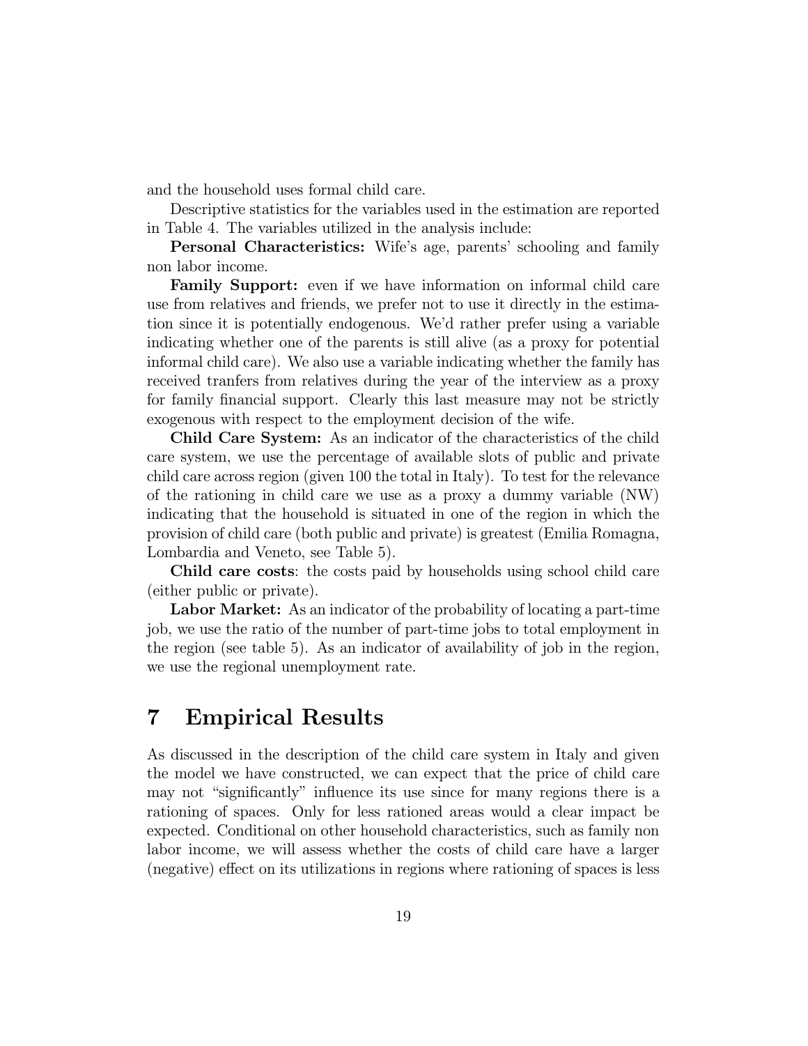and the household uses formal child care.

Descriptive statistics for the variables used in the estimation are reported in Table 4. The variables utilized in the analysis include:

**Personal Characteristics:** Wife's age, parents' schooling and family non labor income.

**Family Support:** even if we have information on informal child care use from relatives and friends, we prefer not to use it directly in the estimation since it is potentially endogenous. We'd rather prefer using a variable indicating whether one of the parents is still alive (as a proxy for potential informal child care). We also use a variable indicating whether the family has received tranfers from relatives during the year of the interview as a proxy for family financial support. Clearly this last measure may not be strictly exogenous with respect to the employment decision of the wife.

**Child Care System:** As an indicator of the characteristics of the child care system, we use the percentage of available slots of public and private child care across region (given 100 the total in Italy). To test for the relevance of the rationing in child care we use as a proxy a dummy variable (NW) indicating that the household is situated in one of the region in which the provision of child care (both public and private) is greatest (Emilia Romagna, Lombardia and Veneto, see Table 5).

**Child care costs**: the costs paid by households using school child care (either public or private).

**Labor Market:** As an indicator of the probability of locating a part-time job, we use the ratio of the number of part-time jobs to total employment in the region (see table 5). As an indicator of availability of job in the region, we use the regional unemployment rate.

# 7 Empirical Results

As discussed in the description of the child care system in Italy and given the model we have constructed, we can expect that the price of child care may not "significantly" influence its use since for many regions there is a rationing of spaces. Only for less rationed areas would a clear impact be expected. Conditional on other household characteristics, such as family non labor income, we will assess whether the costs of child care have a larger (negative) effect on its utilizations in regions where rationing of spaces is less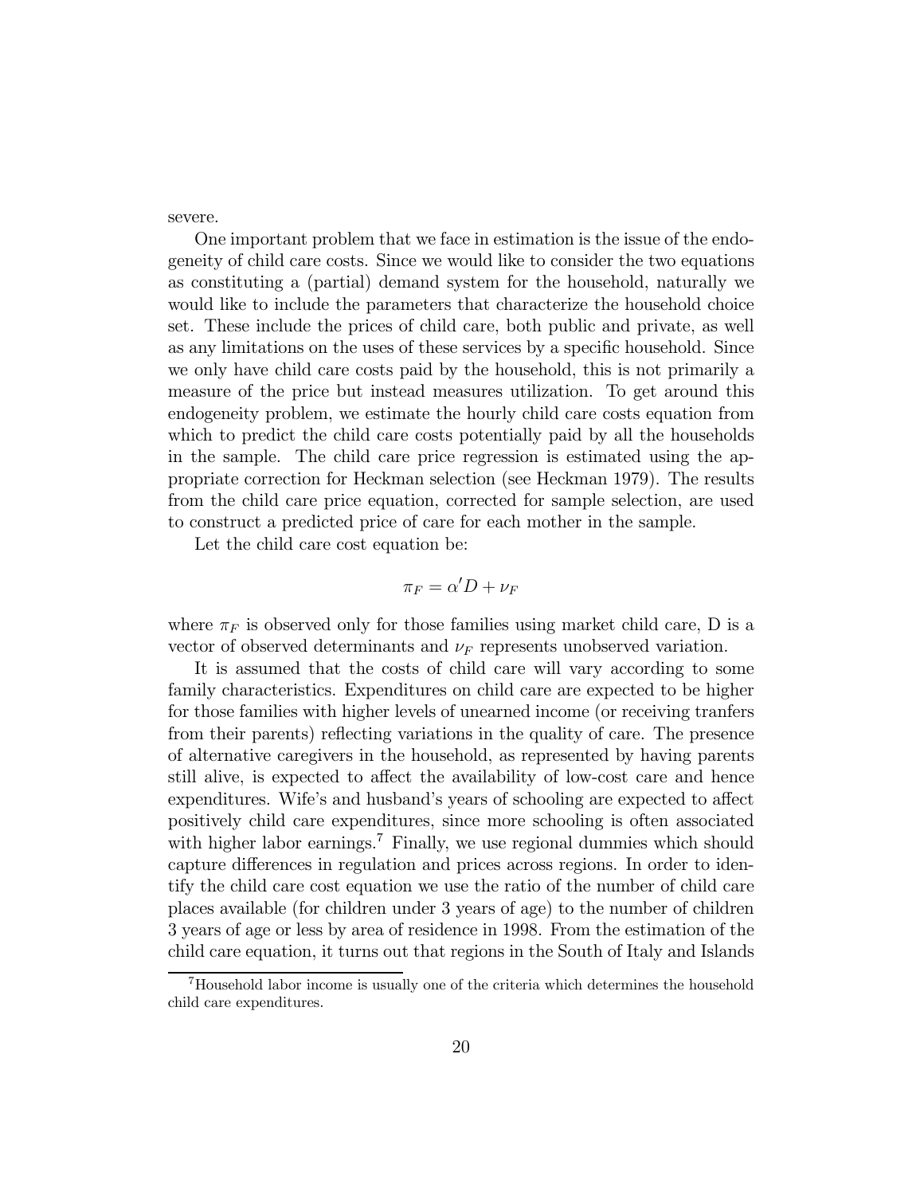severe.

One important problem that we face in estimation is the issue of the endogeneity of child care costs. Since we would like to consider the two equations as constituting a (partial) demand system for the household, naturally we would like to include the parameters that characterize the household choice set. These include the prices of child care, both public and private, as well as any limitations on the uses of these services by a specific household. Since we only have child care costs paid by the household, this is not primarily a measure of the price but instead measures utilization. To get around this endogeneity problem, we estimate the hourly child care costs equation from which to predict the child care costs potentially paid by all the households in the sample. The child care price regression is estimated using the appropriate correction for Heckman selection (see Heckman 1979). The results from the child care price equation, corrected for sample selection, are used to construct a predicted price of care for each mother in the sample.

Let the child care cost equation be:

$$\pi_F = \alpha' D + \nu_F$$

where $\pi_F$ is observed only for those families using market child care, D is a vector of observed determinants and $\nu_F$ represents unobserved variation.

It is assumed that the costs of child care will vary according to some family characteristics. Expenditures on child care are expected to be higher for those families with higher levels of unearned income (or receiving tranfers from their parents) reflecting variations in the quality of care. The presence of alternative caregivers in the household, as represented by having parents still alive, is expected to affect the availability of low-cost care and hence expenditures. Wife's and husband's years of schooling are expected to affect positively child care expenditures, since more schooling is often associated with higher labor earnings.[7] Finally, we use regional dummies which should capture differences in regulation and prices across regions. In order to identify the child care cost equation we use the ratio of the number of child care places available (for children under 3 years of age) to the number of children 3 years of age or less by area of residence in 1998. From the estimation of the child care equation, it turns out that regions in the South of Italy and Islands

[7] Household labor income is usually one of the criteria which determines the household child care expenditures.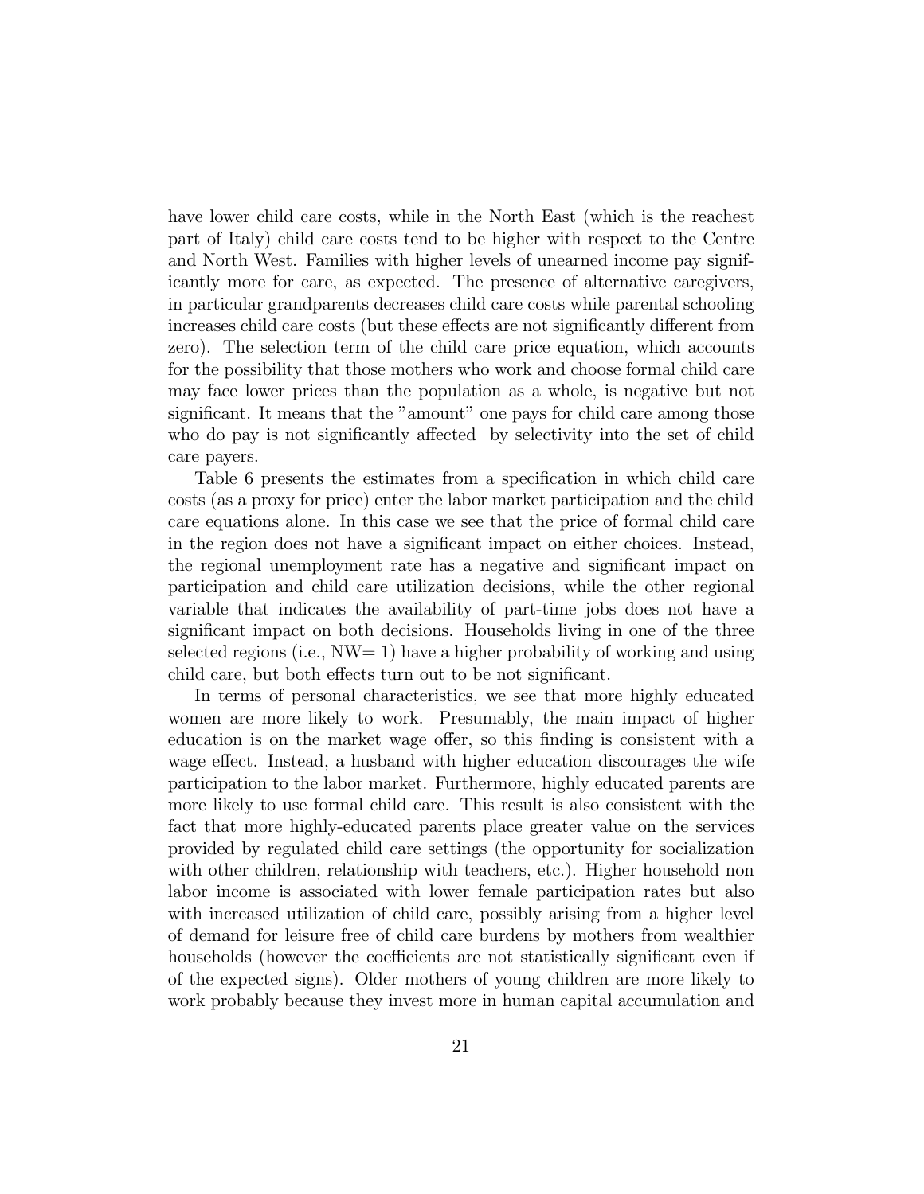have lower child care costs, while in the North East (which is the reachest part of Italy) child care costs tend to be higher with respect to the Centre and North West. Families with higher levels of unearned income pay significantly more for care, as expected. The presence of alternative caregivers, in particular grandparents decreases child care costs while parental schooling increases child care costs (but these effects are not significantly different from zero). The selection term of the child care price equation, which accounts for the possibility that those mothers who work and choose formal child care may face lower prices than the population as a whole, is negative but not significant. It means that the "amount" one pays for child care among those who do pay is not significantly affected by selectivity into the set of child care payers.

Table 6 presents the estimates from a specification in which child care costs (as a proxy for price) enter the labor market participation and the child care equations alone. In this case we see that the price of formal child care in the region does not have a significant impact on either choices. Instead, the regional unemployment rate has a negative and significant impact on participation and child care utilization decisions, while the other regional variable that indicates the availability of part-time jobs does not have a significant impact on both decisions. Households living in one of the three selected regions (i.e., NW= 1) have a higher probability of working and using child care, but both effects turn out to be not significant.

In terms of personal characteristics, we see that more highly educated women are more likely to work. Presumably, the main impact of higher education is on the market wage offer, so this finding is consistent with a wage effect. Instead, a husband with higher education discourages the wife participation to the labor market. Furthermore, highly educated parents are more likely to use formal child care. This result is also consistent with the fact that more highly-educated parents place greater value on the services provided by regulated child care settings (the opportunity for socialization with other children, relationship with teachers, etc.). Higher household non labor income is associated with lower female participation rates but also with increased utilization of child care, possibly arising from a higher level of demand for leisure free of child care burdens by mothers from wealthier households (however the coefficients are not statistically significant even if of the expected signs). Older mothers of young children are more likely to work probably because they invest more in human capital accumulation and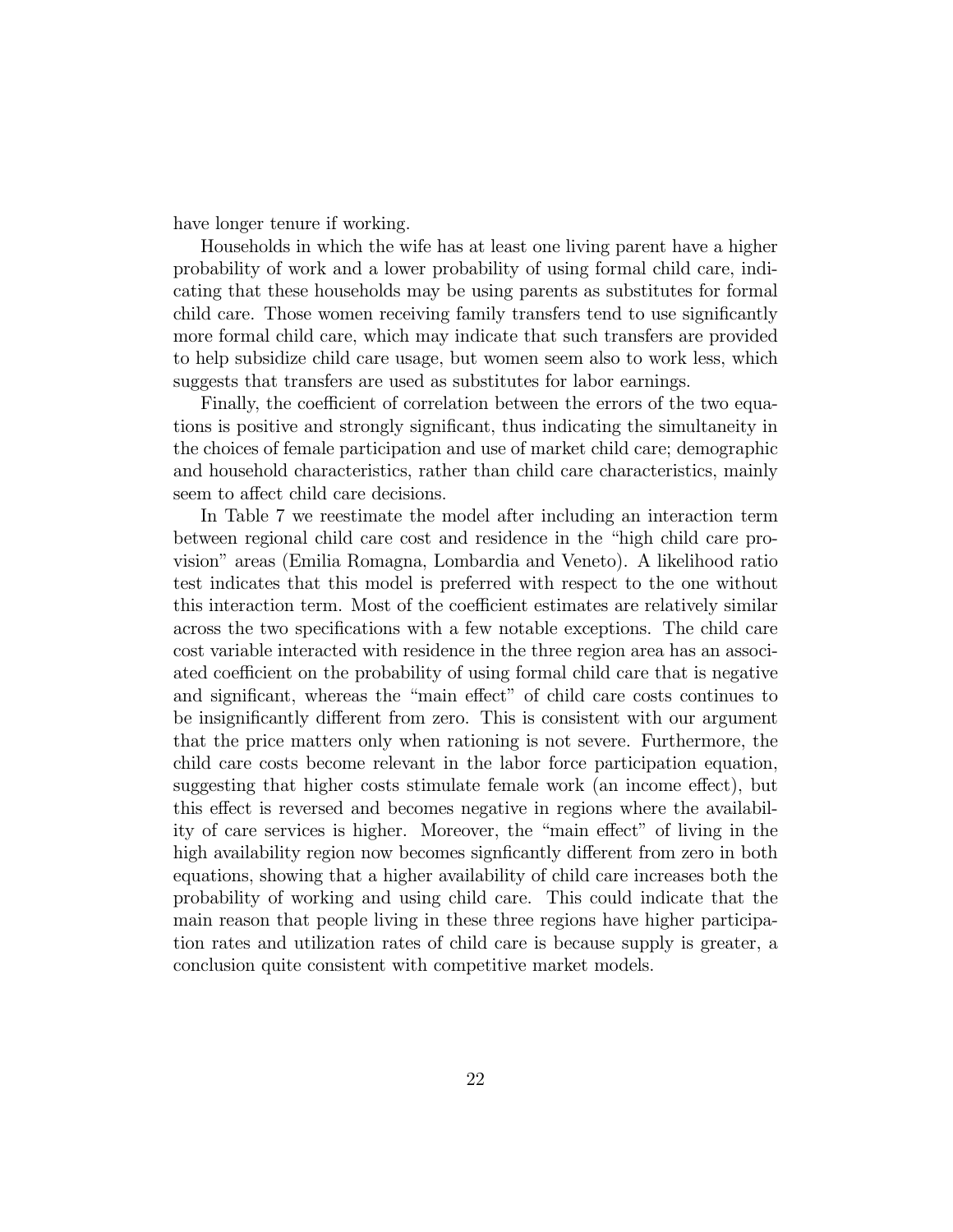have longer tenure if working.

Households in which the wife has at least one living parent have a higher probability of work and a lower probability of using formal child care, indicating that these households may be using parents as substitutes for formal child care. Those women receiving family transfers tend to use significantly more formal child care, which may indicate that such transfers are provided to help subsidize child care usage, but women seem also to work less, which suggests that transfers are used as substitutes for labor earnings.

Finally, the coefficient of correlation between the errors of the two equations is positive and strongly significant, thus indicating the simultaneity in the choices of female participation and use of market child care; demographic and household characteristics, rather than child care characteristics, mainly seem to affect child care decisions.

In Table 7 we reestimate the model after including an interaction term between regional child care cost and residence in the "high child care provision" areas (Emilia Romagna, Lombardia and Veneto). A likelihood ratio test indicates that this model is preferred with respect to the one without this interaction term. Most of the coefficient estimates are relatively similar across the two specifications with a few notable exceptions. The child care cost variable interacted with residence in the three region area has an associated coefficient on the probability of using formal child care that is negative and significant, whereas the "main effect" of child care costs continues to be insignificantly different from zero. This is consistent with our argument that the price matters only when rationing is not severe. Furthermore, the child care costs become relevant in the labor force participation equation, suggesting that higher costs stimulate female work (an income effect), but this effect is reversed and becomes negative in regions where the availability of care services is higher. Moreover, the "main effect" of living in the high availability region now becomes signficantly different from zero in both equations, showing that a higher availability of child care increases both the probability of working and using child care. This could indicate that the main reason that people living in these three regions have higher participation rates and utilization rates of child care is because supply is greater, a conclusion quite consistent with competitive market models.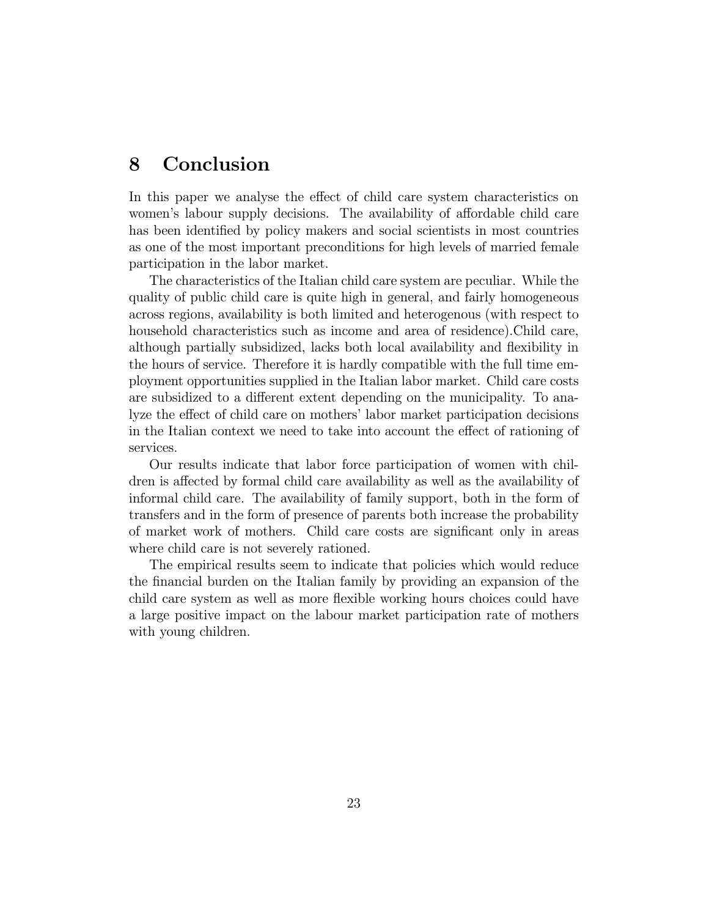# 8 Conclusion

In this paper we analyse the effect of child care system characteristics on women's labour supply decisions. The availability of affordable child care has been identified by policy makers and social scientists in most countries as one of the most important preconditions for high levels of married female participation in the labor market.

The characteristics of the Italian child care system are peculiar. While the quality of public child care is quite high in general, and fairly homogeneous across regions, availability is both limited and heterogenous (with respect to household characteristics such as income and area of residence).Child care, although partially subsidized, lacks both local availability and flexibility in the hours of service. Therefore it is hardly compatible with the full time employment opportunities supplied in the Italian labor market. Child care costs are subsidized to a different extent depending on the municipality. To analyze the effect of child care on mothers' labor market participation decisions in the Italian context we need to take into account the effect of rationing of services.

Our results indicate that labor force participation of women with children is affected by formal child care availability as well as the availability of informal child care. The availability of family support, both in the form of transfers and in the form of presence of parents both increase the probability of market work of mothers. Child care costs are significant only in areas where child care is not severely rationed.

The empirical results seem to indicate that policies which would reduce the financial burden on the Italian family by providing an expansion of the child care system as well as more flexible working hours choices could have a large positive impact on the labour market participation rate of mothers with young children.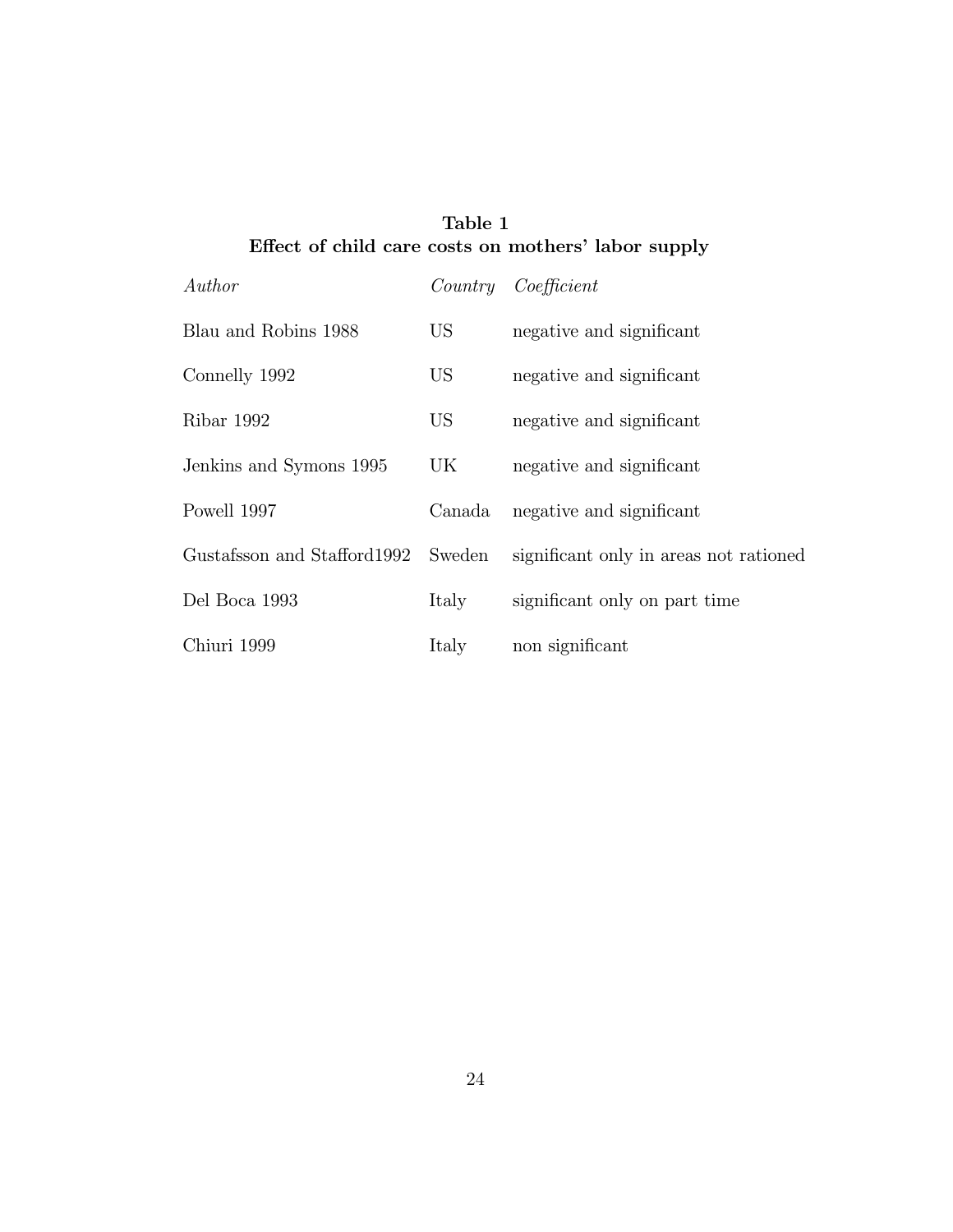**Table 1**
**Effect of child care costs on mothers' labor supply**

| *Author* | *Country* | *Coefficient* |
|---|---|---|
| Blau and Robins 1988 | US | negative and significant |
| Connelly 1992 | US | negative and significant |
| Ribar 1992 | US | negative and significant |
| Jenkins and Symons 1995 | UK | negative and significant |
| Powell 1997 | Canada | negative and significant |
| Gustafsson and Stafford1992 | Sweden | significant only in areas not rationed |
| Del Boca 1993 | Italy | significant only on part time |
| Chiuri 1999 | Italy | non significant |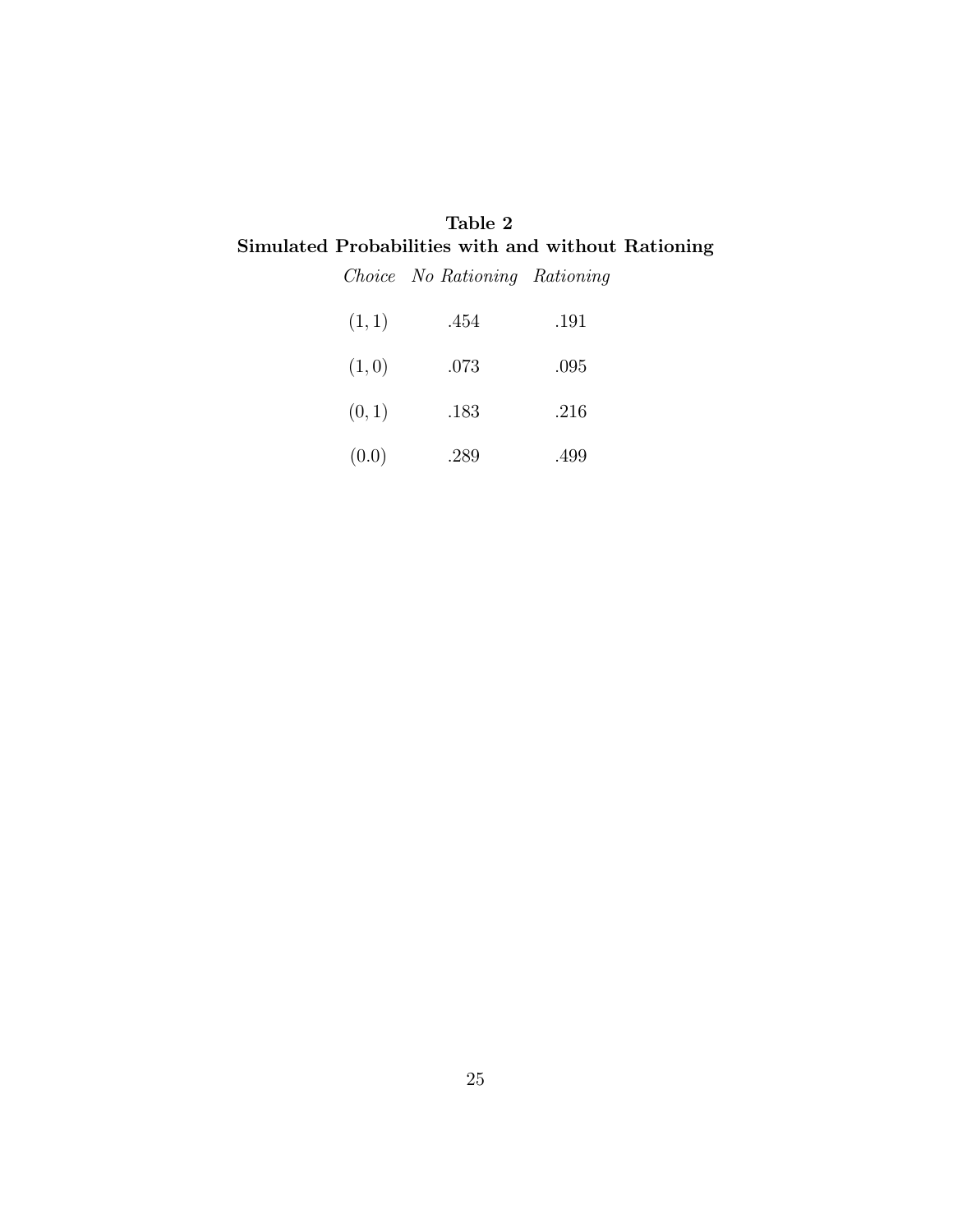**Table 2**
**Simulated Probabilities with and without Rationing**

| *Choice* | *No Rationing* | *Rationing* |
|---|---|---|
| $(1,1)$ | .454 | .191 |
| $(1,0)$ | .073 | .095 |
| $(0,1)$ | .183 | .216 |
| $(0.0)$ | .289 | .499 |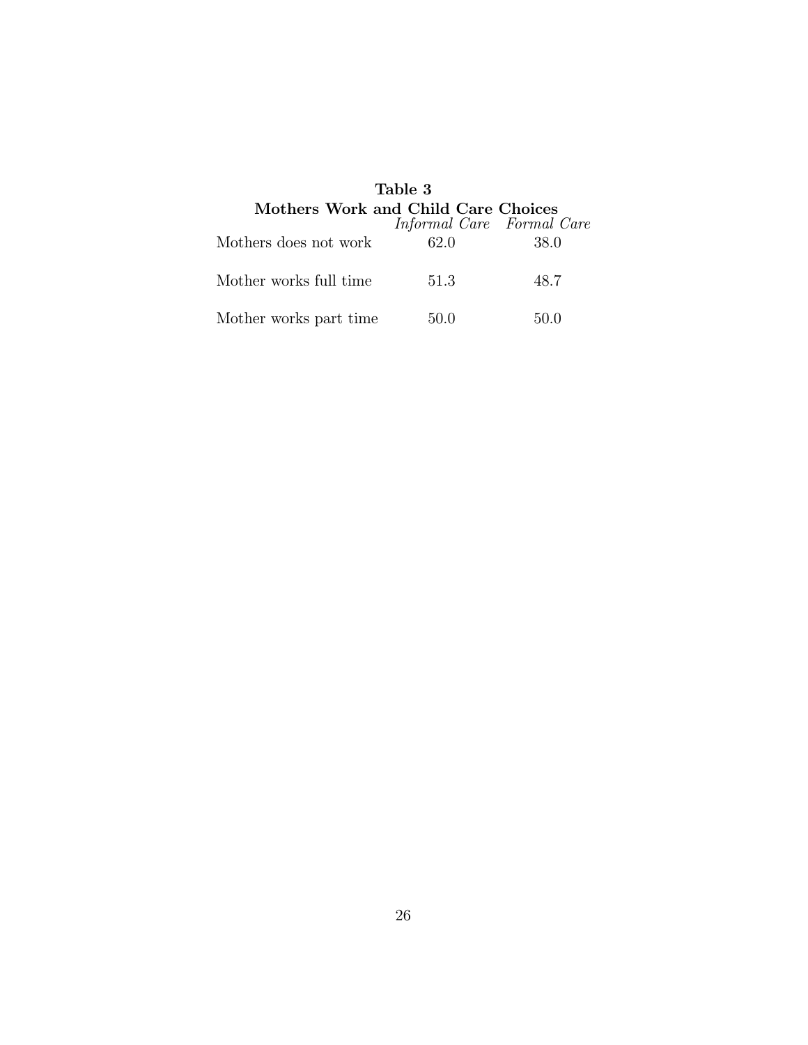**Table 3**

**Mothers Work and Child Care Choices**

| | *Informal Care* | *Formal Care* |
|---|---|---|
| Mothers does not work | 62.0 | 38.0 |
| Mother works full time | 51.3 | 48.7 |
| Mother works part time | 50.0 | 50.0 |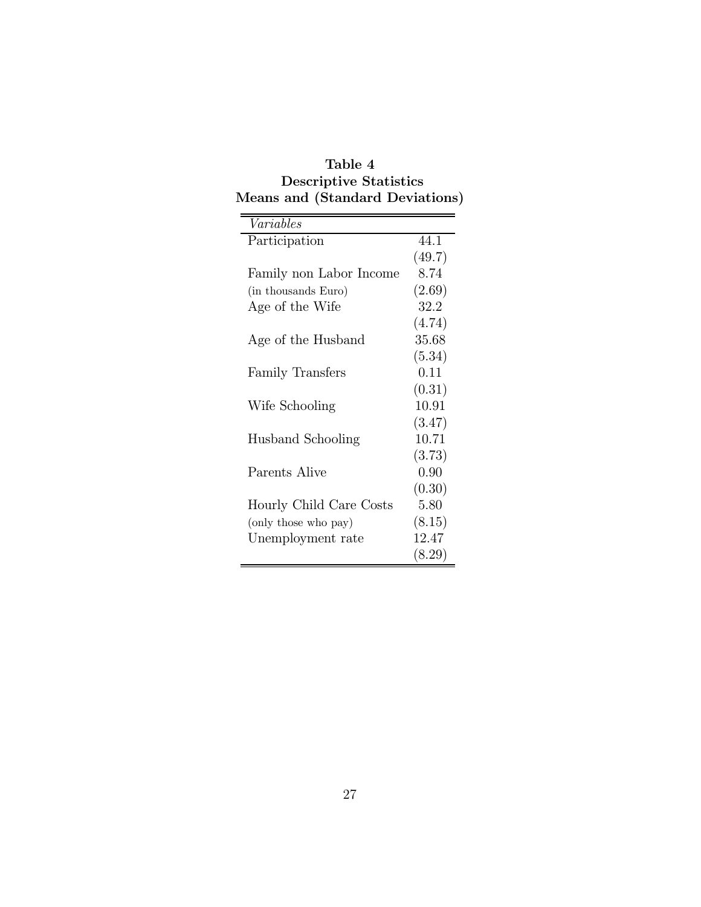**Table 4**
**Descriptive Statistics**
**Means and (Standard Deviations)**

| *Variables* | |
|---|---|
| Participation | 44.1 |
| | (49.7) |
| Family non Labor Income | 8.74 |
| (in thousands Euro) | (2.69) |
| Age of the Wife | 32.2 |
| | (4.74) |
| Age of the Husband | 35.68 |
| | (5.34) |
| Family Transfers | 0.11 |
| | (0.31) |
| Wife Schooling | 10.91 |
| | (3.47) |
| Husband Schooling | 10.71 |
| | (3.73) |
| Parents Alive | 0.90 |
| | (0.30) |
| Hourly Child Care Costs | 5.80 |
| (only those who pay) | (8.15) |
| Unemployment rate | 12.47 |
| | (8.29) |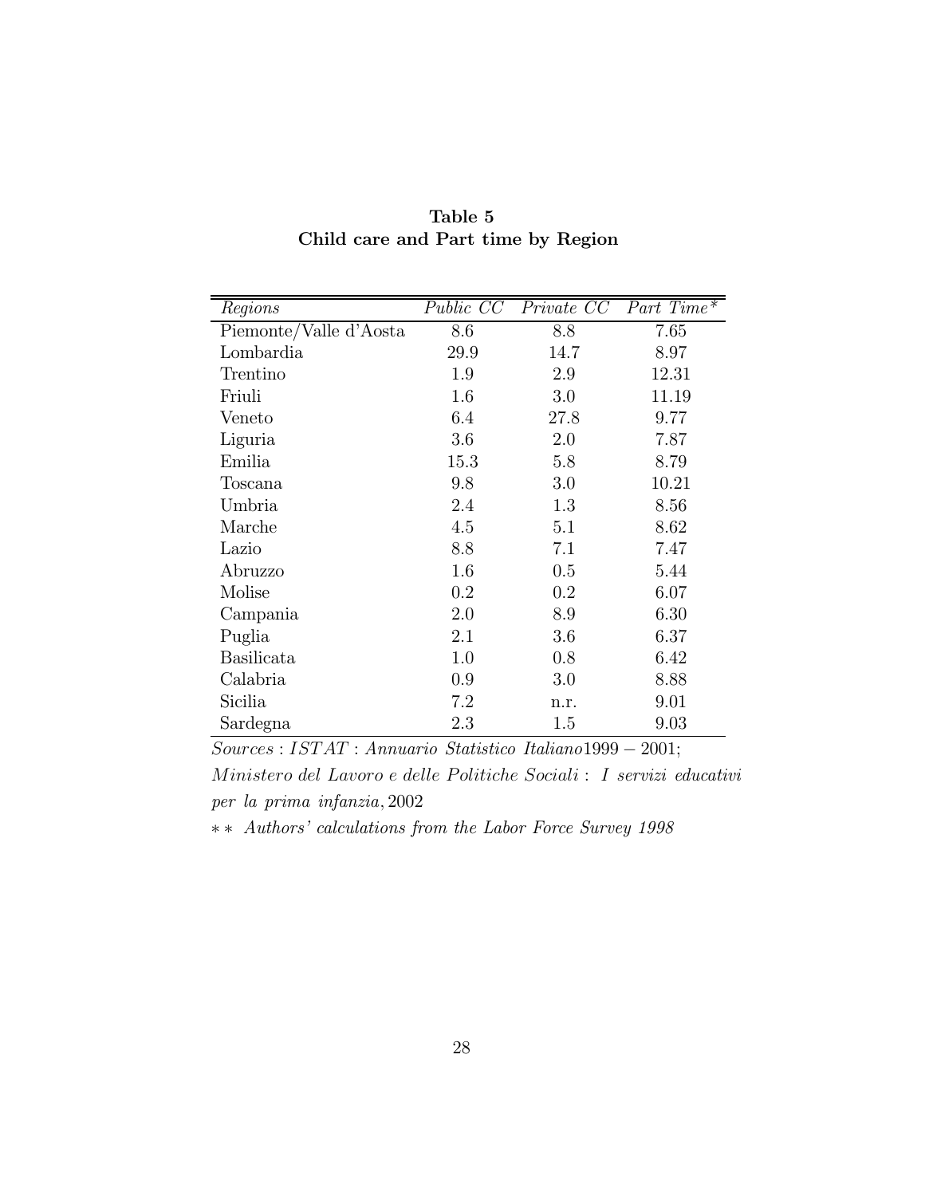**Table 5**
**Child care and Part time by Region**

| *Regions* | *Public CC* | *Private CC* | *Part Time\** |
|---|---|---|---|
| Piemonte/Valle d'Aosta | 8.6 | 8.8 | 7.65 |
| Lombardia | 29.9 | 14.7 | 8.97 |
| Trentino | 1.9 | 2.9 | 12.31 |
| Friuli | 1.6 | 3.0 | 11.19 |
| Veneto | 6.4 | 27.8 | 9.77 |
| Liguria | 3.6 | 2.0 | 7.87 |
| Emilia | 15.3 | 5.8 | 8.79 |
| Toscana | 9.8 | 3.0 | 10.21 |
| Umbria | 2.4 | 1.3 | 8.56 |
| Marche | 4.5 | 5.1 | 8.62 |
| Lazio | 8.8 | 7.1 | 7.47 |
| Abruzzo | 1.6 | 0.5 | 5.44 |
| Molise | 0.2 | 0.2 | 6.07 |
| Campania | 2.0 | 8.9 | 6.30 |
| Puglia | 2.1 | 3.6 | 6.37 |
| Basilicata | 1.0 | 0.8 | 6.42 |
| Calabria | 0.9 | 3.0 | 8.88 |
| Sicilia | 7.2 | n.r. | 9.01 |
| Sardegna | 2.3 | 1.5 | 9.03 |

*Sources* : *ISTAT* : *Annuario Statistico Italiano* 1999 − 2001;

*Ministero del Lavoro e delle Politiche Sociali* : *I servizi educativi per la prima infanzia*, 2002

\*\* *Authors' calculations from the Labor Force Survey 1998*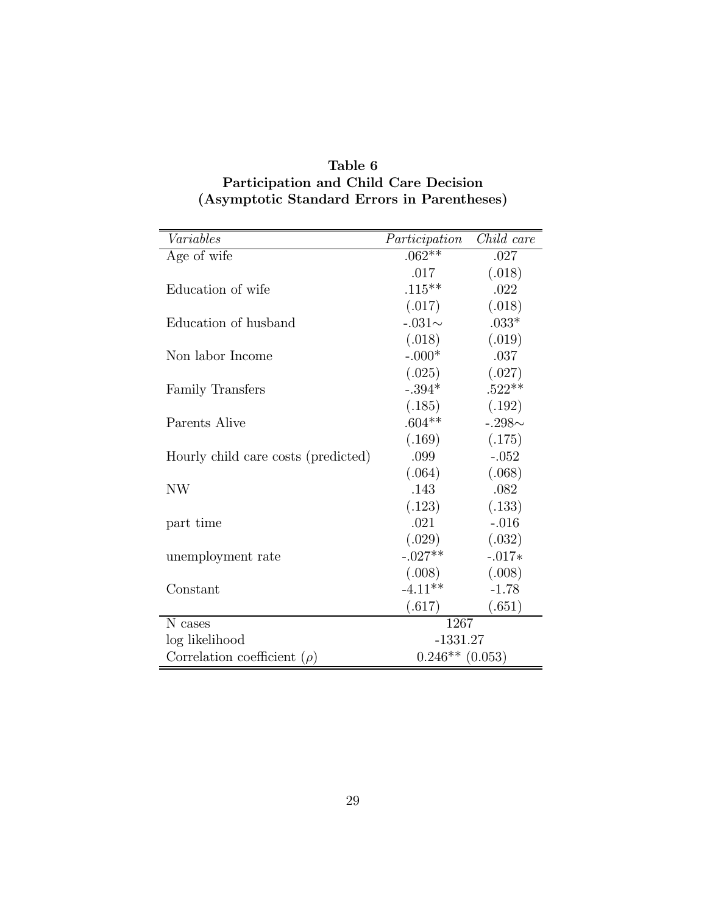**Table 6**
**Participation and Child Care Decision**
**(Asymptotic Standard Errors in Parentheses)**

| *Variables* | *Participation* | *Child care* |
|---|---|---|
| Age of wife | .062** | .027 |
| | .017 | (.018) |
| Education of wife | .115** | .022 |
| | (.017) | (.018) |
| Education of husband | -.031∼ | .033* |
| | (.018) | (.019) |
| Non labor Income | -.000* | .037 |
| | (.025) | (.027) |
| Family Transfers | -.394* | .522** |
| | (.185) | (.192) |
| Parents Alive | .604** | -.298∼ |
| | (.169) | (.175) |
| Hourly child care costs (predicted) | .099 | -.052 |
| | (.064) | (.068) |
| NW | .143 | .082 |
| | (.123) | (.133) |
| part time | .021 | -.016 |
| | (.029) | (.032) |
| unemployment rate | -.027** | -.017* |
| | (.008) | (.008) |
| Constant | -4.11** | -1.78 |
| | (.617) | (.651) |
| N cases | 1267 | |
| log likelihood | -1331.27 | |
| Correlation coefficient ($\rho$) | 0.246** (0.053) | |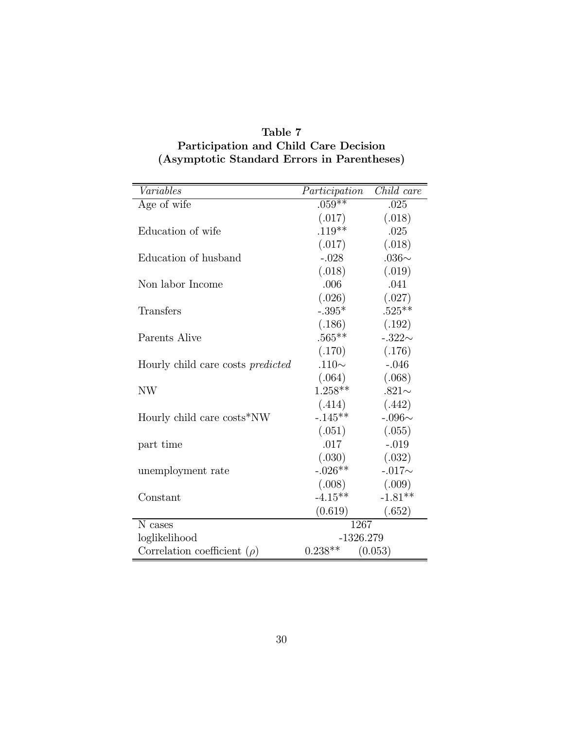**Table 7**
**Participation and Child Care Decision**
**(Asymptotic Standard Errors in Parentheses)**

| *Variables* | *Participation* | *Child care* |
|---|---|---|
| Age of wife | .059** | .025 |
| | (.017) | (.018) |
| Education of wife | .119** | .025 |
| | (.017) | (.018) |
| Education of husband | -.028 | .036∼ |
| | (.018) | (.019) |
| Non labor Income | .006 | .041 |
| | (.026) | (.027) |
| Transfers | -.395* | .525** |
| | (.186) | (.192) |
| Parents Alive | .565** | -.322∼ |
| | (.170) | (.176) |
| Hourly child care costs *predicted* | .110∼ | -.046 |
| | (.064) | (.068) |
| NW | 1.258** | .821∼ |
| | (.414) | (.442) |
| Hourly child care costs*NW | -.145** | -.096∼ |
| | (.051) | (.055) |
| part time | .017 | -.019 |
| | (.030) | (.032) |
| unemployment rate | -.026** | -.017∼ |
| | (.008) | (.009) |
| Constant | -4.15** | -1.81** |
| | (0.619) | (.652) |
| N cases | 1267 | |
| loglikelihood | -1326.279 | |
| Correlation coefficient ($\rho$) | 0.238** | (0.053) |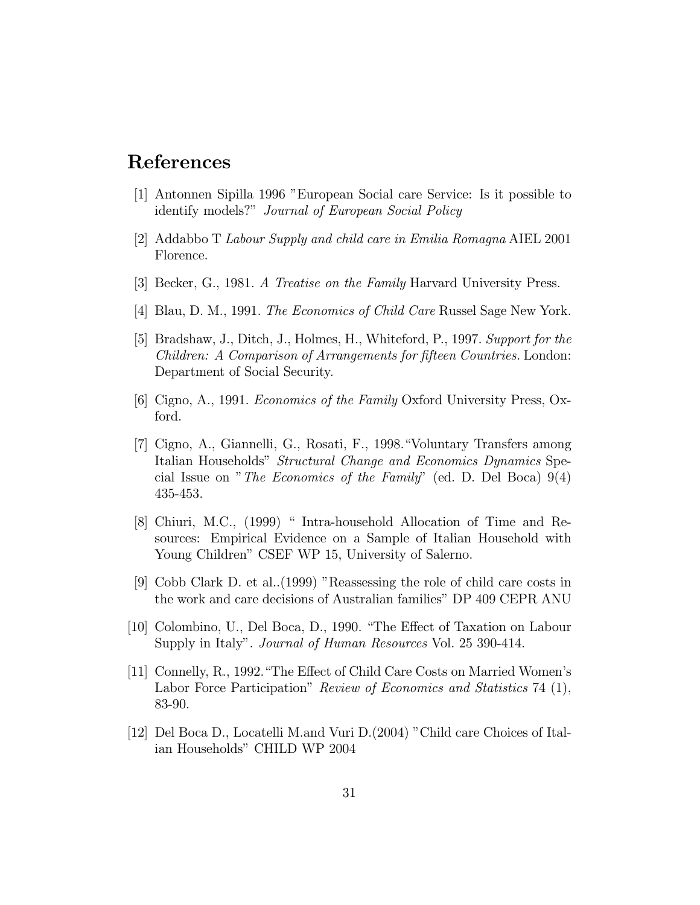## References

[1] Antonnen Sipilla 1996 "European Social care Service: Is it possible to identify models?" *Journal of European Social Policy*

[2] Addabbo T *Labour Supply and child care in Emilia Romagna* AIEL 2001 Florence.

[3] Becker, G., 1981. *A Treatise on the Family* Harvard University Press.

[4] Blau, D. M., 1991. *The Economics of Child Care* Russel Sage New York.

[5] Bradshaw, J., Ditch, J., Holmes, H., Whiteford, P., 1997. *Support for the Children: A Comparison of Arrangements for fifteen Countries.* London: Department of Social Security.

[6] Cigno, A., 1991. *Economics of the Family* Oxford University Press, Oxford.

[7] Cigno, A., Giannelli, G., Rosati, F., 1998."Voluntary Transfers among Italian Households" *Structural Change and Economics Dynamics* Special Issue on "*The Economics of the Family*" (ed. D. Del Boca) 9(4) 435-453.

[8] Chiuri, M.C., (1999) " Intra-household Allocation of Time and Resources: Empirical Evidence on a Sample of Italian Household with Young Children" CSEF WP 15, University of Salerno.

[9] Cobb Clark D. et al..(1999) "Reassessing the role of child care costs in the work and care decisions of Australian families" DP 409 CEPR ANU

[10] Colombino, U., Del Boca, D., 1990. "The Effect of Taxation on Labour Supply in Italy". *Journal of Human Resources* Vol. 25 390-414.

[11] Connelly, R., 1992."The Effect of Child Care Costs on Married Women's Labor Force Participation" *Review of Economics and Statistics* 74 (1), 83-90.

[12] Del Boca D., Locatelli M.and Vuri D.(2004) "Child care Choices of Italian Households" CHILD WP 2004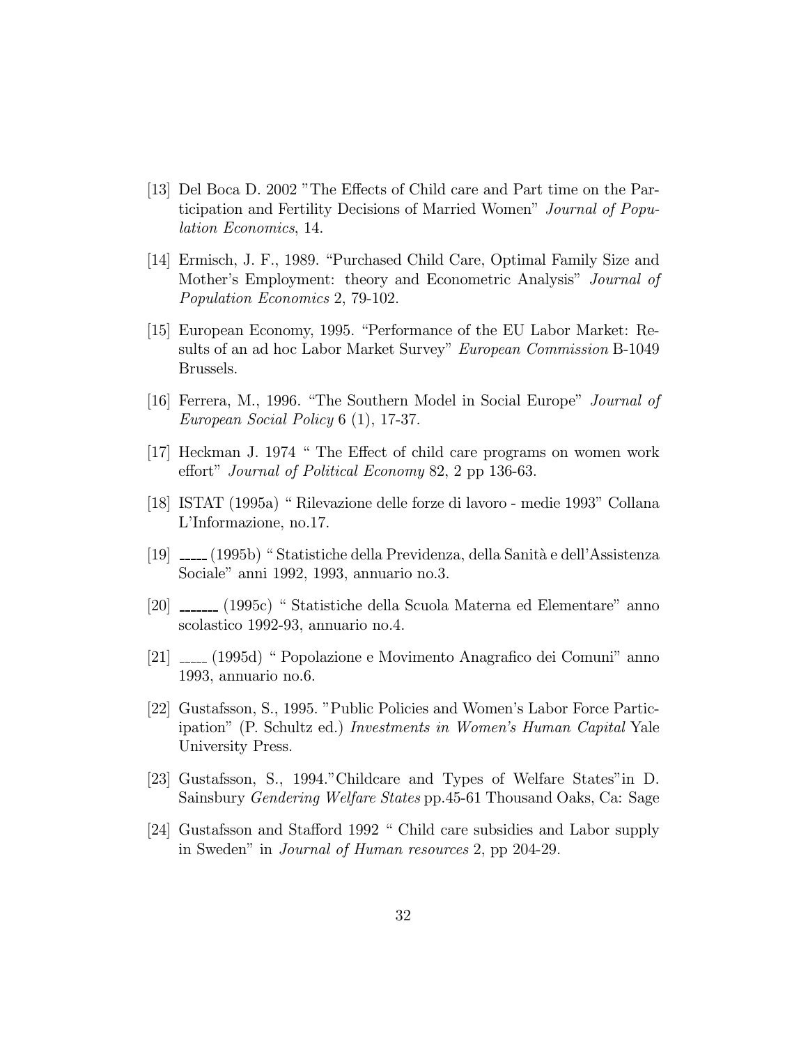[13] Del Boca D. 2002 "The Effects of Child care and Part time on the Participation and Fertility Decisions of Married Women" *Journal of Population Economics*, 14.

[14] Ermisch, J. F., 1989. "Purchased Child Care, Optimal Family Size and Mother's Employment: theory and Econometric Analysis" *Journal of Population Economics* 2, 79-102.

[15] European Economy, 1995. "Performance of the EU Labor Market: Results of an ad hoc Labor Market Survey" *European Commission* B-1049 Brussels.

[16] Ferrera, M., 1996. "The Southern Model in Social Europe" *Journal of European Social Policy* 6 (1), 17-37.

[17] Heckman J. 1974 " The Effect of child care programs on women work effort" *Journal of Political Economy* 82, 2 pp 136-63.

[18] ISTAT (1995a) " Rilevazione delle forze di lavoro - medie 1993" Collana L'Informazione, no.17.

[19] _____ (1995b) " Statistiche della Previdenza, della Sanità e dell'Assistenza Sociale" anni 1992, 1993, annuario no.3.

[20] _______ (1995c) " Statistiche della Scuola Materna ed Elementare" anno scolastico 1992-93, annuario no.4.

[21] _____ (1995d) " Popolazione e Movimento Anagrafico dei Comuni" anno 1993, annuario no.6.

[22] Gustafsson, S., 1995. "Public Policies and Women's Labor Force Participation" (P. Schultz ed.) *Investments in Women's Human Capital* Yale University Press.

[23] Gustafsson, S., 1994."Childcare and Types of Welfare States"in D. Sainsbury *Gendering Welfare States* pp.45-61 Thousand Oaks, Ca: Sage

[24] Gustafsson and Stafford 1992 " Child care subsidies and Labor supply in Sweden" in *Journal of Human resources* 2, pp 204-29.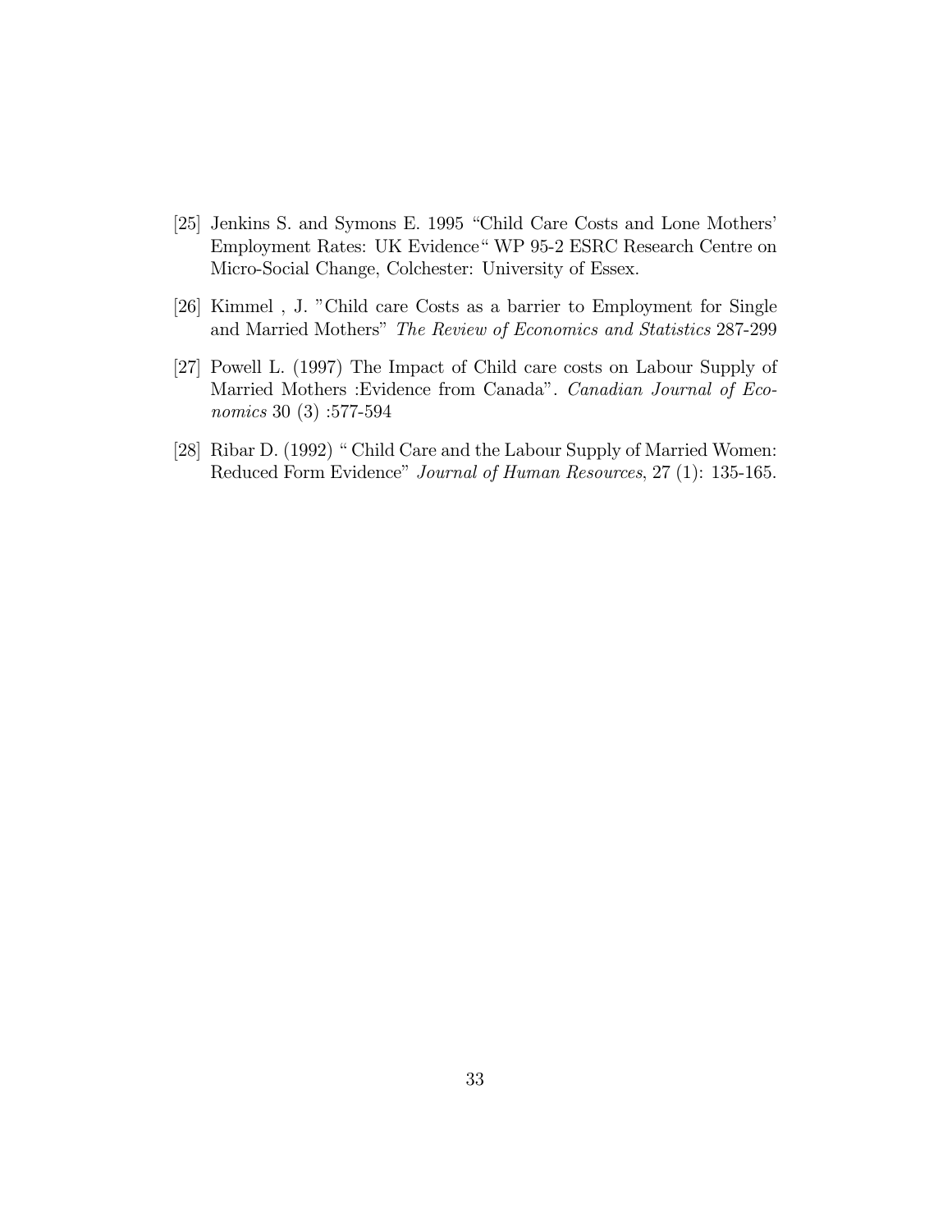[25] Jenkins S. and Symons E. 1995 "Child Care Costs and Lone Mothers' Employment Rates: UK Evidence" WP 95-2 ESRC Research Centre on Micro-Social Change, Colchester: University of Essex.

[26] Kimmel , J. "Child care Costs as a barrier to Employment for Single and Married Mothers" *The Review of Economics and Statistics* 287-299

[27] Powell L. (1997) The Impact of Child care costs on Labour Supply of Married Mothers :Evidence from Canada". *Canadian Journal of Economics* 30 (3) :577-594

[28] Ribar D. (1992) " Child Care and the Labour Supply of Married Women: Reduced Form Evidence" *Journal of Human Resources*, 27 (1): 135-165.